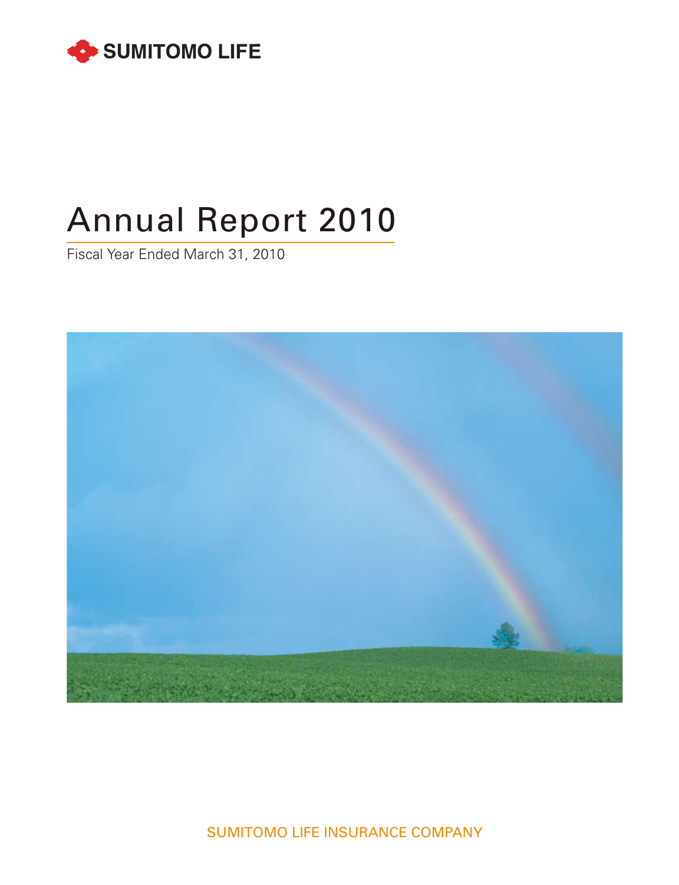SUMITOMO LIFE

# Annual Report 2010

Fiscal Year Ended March 31, 2010

SUMITOMO LIFE INSURANCE COMPANY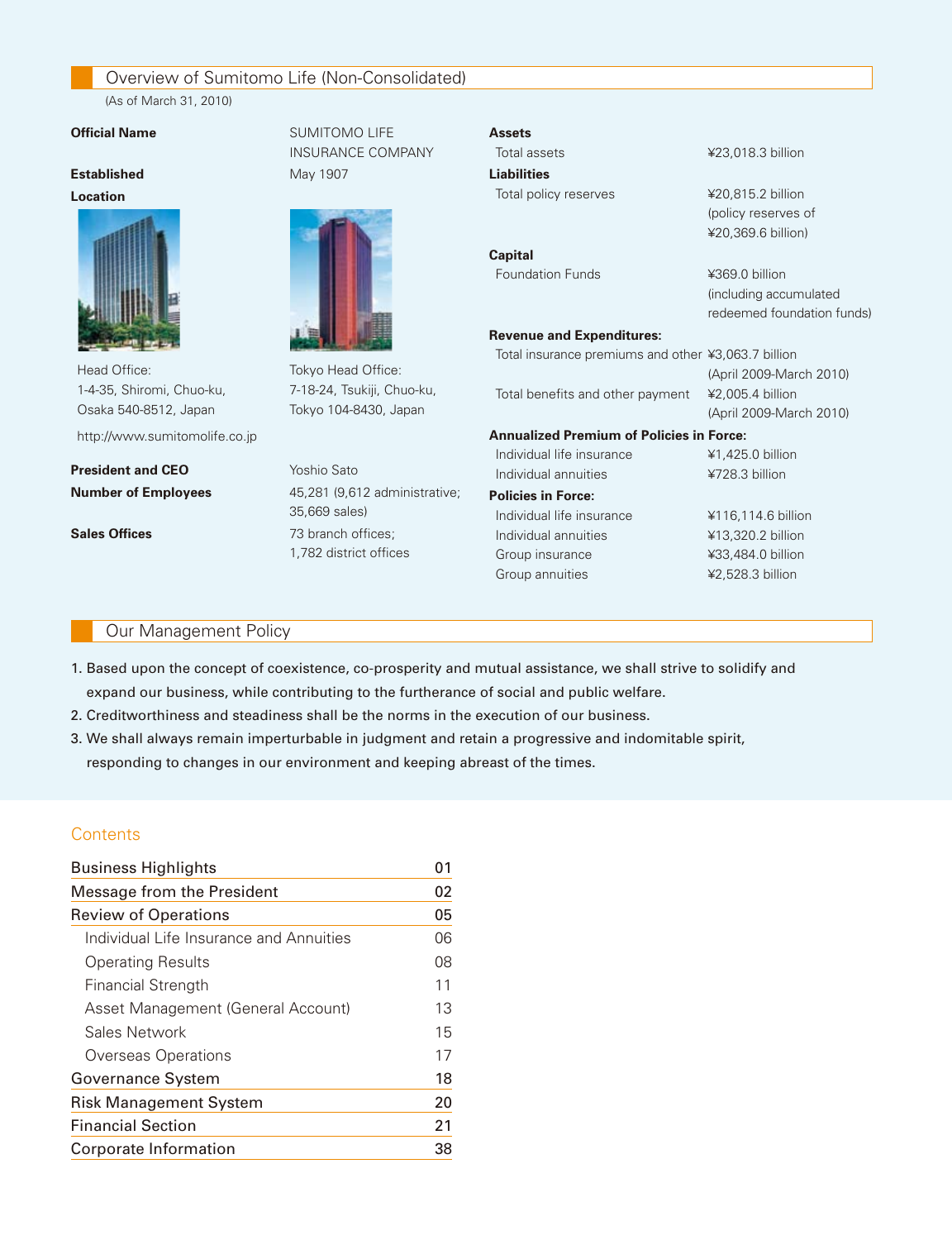## Overview of Sumitomo Life (Non-Consolidated)

(As of March 31, 2010)

**Official Name** SUMITOMO LIFE INSURANCE COMPANY

**Established** May 1907

**Location**

Head Office:
1-4-35, Shiromi, Chuo-ku,
Osaka 540-8512, Japan

Tokyo Head Office:
7-18-24, Tsukiji, Chuo-ku,
Tokyo 104-8430, Japan

http://www.sumitomolife.co.jp

**President and CEO** Yoshio Sato

**Number of Employees** 45,281 (9,612 administrative; 35,669 sales)

**Sales Offices** 73 branch offices; 1,782 district offices

**Assets**

| | |
|---|---|
| Total assets | ¥23,018.3 billion |

**Liabilities**

| | |
|---|---|
| Total policy reserves | ¥20,815.2 billion (policy reserves of ¥20,369.6 billion) |

**Capital**

| | |
|---|---|
| Foundation Funds | ¥369.0 billion (including accumulated redeemed foundation funds) |

**Revenue and Expenditures:**

| | |
|---|---|
| Total insurance premiums and other | ¥3,063.7 billion (April 2009-March 2010) |
| Total benefits and other payment | ¥2,005.4 billion (April 2009-March 2010) |

**Annualized Premium of Policies in Force:**

| | |
|---|---|
| Individual life insurance | ¥1,425.0 billion |
| Individual annuities | ¥728.3 billion |

**Policies in Force:**

| | |
|---|---|
| Individual life insurance | ¥116,114.6 billion |
| Individual annuities | ¥13,320.2 billion |
| Group insurance | ¥33,484.0 billion |
| Group annuities | ¥2,528.3 billion |

## Our Management Policy

1. Based upon the concept of coexistence, co-prosperity and mutual assistance, we shall strive to solidify and expand our business, while contributing to the furtherance of social and public welfare.
2. Creditworthiness and steadiness shall be the norms in the execution of our business.
3. We shall always remain imperturbable in judgment and retain a progressive and indomitable spirit, responding to changes in our environment and keeping abreast of the times.

## Contents

| | |
|---|---|
| Business Highlights | 01 |
| Message from the President | 02 |
| Review of Operations | 05 |
| Individual Life Insurance and Annuities | 06 |
| Operating Results | 08 |
| Financial Strength | 11 |
| Asset Management (General Account) | 13 |
| Sales Network | 15 |
| Overseas Operations | 17 |
| Governance System | 18 |
| Risk Management System | 20 |
| Financial Section | 21 |
| Corporate Information | 38 |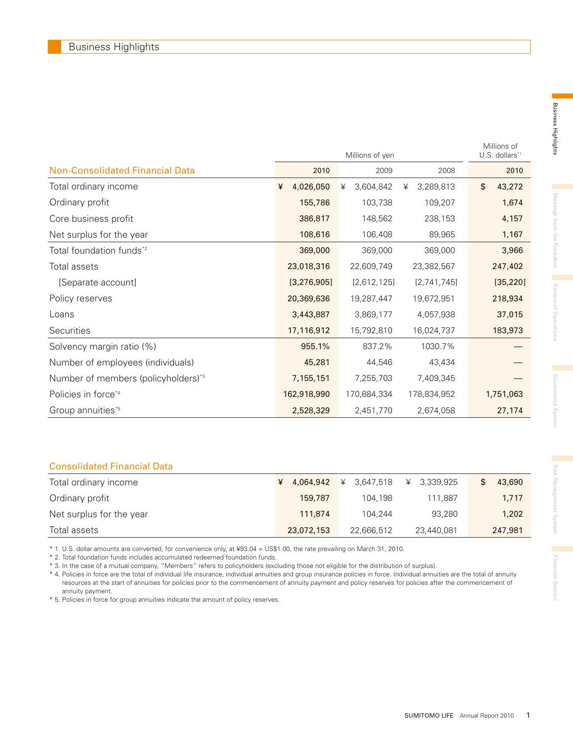# Business Highlights

| Non-Consolidated Financial Data | Millions of yen | | | Millions of U.S. dollars[*1] |
|---|---|---|---|---|
| | 2010 | 2009 | 2008 | 2010 |
| Total ordinary income | ¥ 4,026,050 | ¥ 3,604,842 | ¥ 3,289,813 | $ 43,272 |
| Ordinary profit | 155,786 | 103,738 | 109,207 | 1,674 |
| Core business profit | 386,817 | 148,562 | 238,153 | 4,157 |
| Net surplus for the year | 108,616 | 106,408 | 89,965 | 1,167 |
| Total foundation funds[*2] | 369,000 | 369,000 | 369,000 | 3,966 |
| Total assets | 23,018,316 | 22,609,749 | 23,382,567 | 247,402 |
| [Separate account] | [3,276,905] | [2,612,125] | [2,741,745] | [35,220] |
| Policy reserves | 20,369,636 | 19,287,447 | 19,672,951 | 218,934 |
| Loans | 3,443,887 | 3,869,177 | 4,057,938 | 37,015 |
| Securities | 17,116,912 | 15,792,810 | 16,024,737 | 183,973 |
| Solvency margin ratio (%) | 955.1% | 837.2% | 1030.7% | — |
| Number of employees (individuals) | 45,281 | 44,546 | 43,434 | — |
| Number of members (policyholders)[*3] | 7,155,151 | 7,255,703 | 7,409,345 | — |
| Policies in force[*4] | 162,918,990 | 170,884,334 | 178,834,952 | 1,751,063 |
| Group annuities[*5] | 2,528,329 | 2,451,770 | 2,674,058 | 27,174 |

| Consolidated Financial Data | | | | |
|---|---|---|---|---|
| Total ordinary income | ¥ 4,064,942 | ¥ 3,647,518 | ¥ 3,339,925 | $ 43,690 |
| Ordinary profit | 159,787 | 104,198 | 111,887 | 1,717 |
| Net surplus for the year | 111,874 | 104,244 | 93,280 | 1,202 |
| Total assets | 23,072,153 | 22,666,512 | 23,440,081 | 247,981 |

* 1. U.S. dollar amounts are converted, for convenience only, at ¥93.04 = US$1.00, the rate prevailing on March 31, 2010.
* 2. Total foundation funds includes accumulated redeemed foundation funds.
* 3. In the case of a mutual company, "Members" refers to policyholders (excluding those not eligible for the distribution of surplus).
* 4. Policies in force are the total of individual life insurance, individual annuities and group insurance policies in force. Individual annuities are the total of annuity resources at the start of annuities for policies prior to the commencement of annuity payment and policy reserves for policies after the commencement of annuity payment.
* 5. Policies in force for group annuities indicate the amount of policy reserves.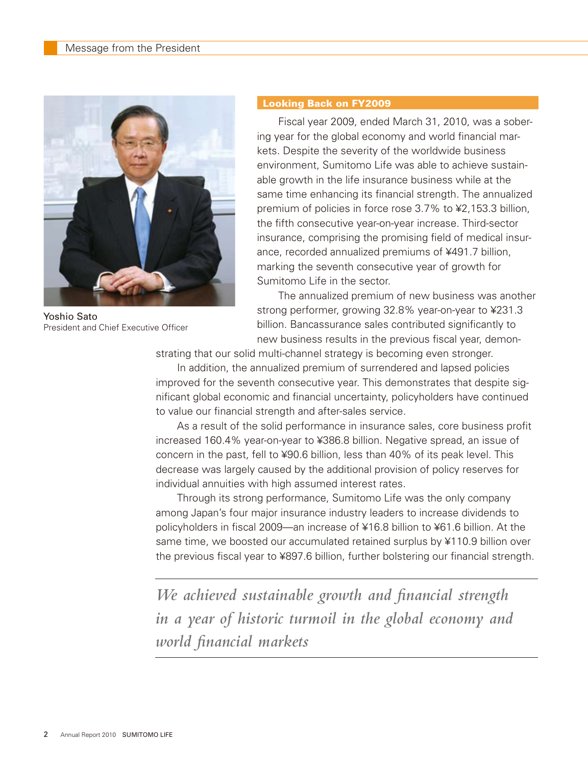## Message from the President

Yoshio Sato
President and Chief Executive Officer

### Looking Back on FY2009

Fiscal year 2009, ended March 31, 2010, was a sobering year for the global economy and world financial markets. Despite the severity of the worldwide business environment, Sumitomo Life was able to achieve sustainable growth in the life insurance business while at the same time enhancing its financial strength. The annualized premium of policies in force rose 3.7% to ¥2,153.3 billion, the fifth consecutive year-on-year increase. Third-sector insurance, comprising the promising field of medical insurance, recorded annualized premiums of ¥491.7 billion, marking the seventh consecutive year of growth for Sumitomo Life in the sector.

The annualized premium of new business was another strong performer, growing 32.8% year-on-year to ¥231.3 billion. Bancassurance sales contributed significantly to new business results in the previous fiscal year, demonstrating that our solid multi-channel strategy is becoming even stronger.

In addition, the annualized premium of surrendered and lapsed policies improved for the seventh consecutive year. This demonstrates that despite significant global economic and financial uncertainty, policyholders have continued to value our financial strength and after-sales service.

As a result of the solid performance in insurance sales, core business profit increased 160.4% year-on-year to ¥386.8 billion. Negative spread, an issue of concern in the past, fell to ¥90.6 billion, less than 40% of its peak level. This decrease was largely caused by the additional provision of policy reserves for individual annuities with high assumed interest rates.

Through its strong performance, Sumitomo Life was the only company among Japan's four major insurance industry leaders to increase dividends to policyholders in fiscal 2009—an increase of ¥16.8 billion to ¥61.6 billion. At the same time, we boosted our accumulated retained surplus by ¥110.9 billion over the previous fiscal year to ¥897.6 billion, further bolstering our financial strength.

*We achieved sustainable growth and financial strength in a year of historic turmoil in the global economy and world financial markets*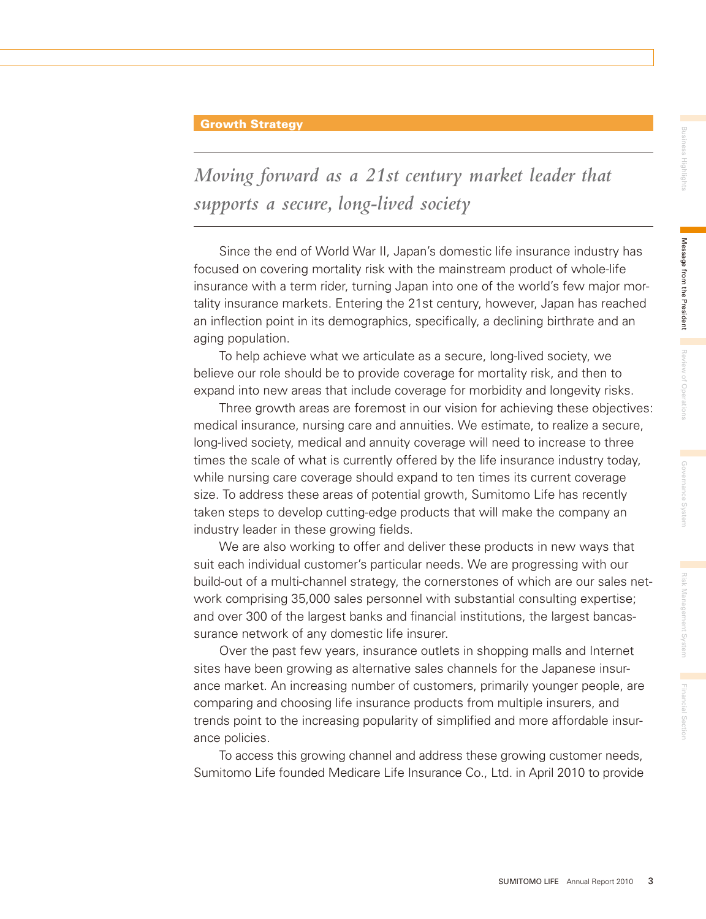**Growth Strategy**

# *Moving forward as a 21st century market leader that supports a secure, long-lived society*

Since the end of World War II, Japan's domestic life insurance industry has focused on covering mortality risk with the mainstream product of whole-life insurance with a term rider, turning Japan into one of the world's few major mortality insurance markets. Entering the 21st century, however, Japan has reached an inflection point in its demographics, specifically, a declining birthrate and an aging population.

To help achieve what we articulate as a secure, long-lived society, we believe our role should be to provide coverage for mortality risk, and then to expand into new areas that include coverage for morbidity and longevity risks.

Three growth areas are foremost in our vision for achieving these objectives: medical insurance, nursing care and annuities. We estimate, to realize a secure, long-lived society, medical and annuity coverage will need to increase to three times the scale of what is currently offered by the life insurance industry today, while nursing care coverage should expand to ten times its current coverage size. To address these areas of potential growth, Sumitomo Life has recently taken steps to develop cutting-edge products that will make the company an industry leader in these growing fields.

We are also working to offer and deliver these products in new ways that suit each individual customer's particular needs. We are progressing with our build-out of a multi-channel strategy, the cornerstones of which are our sales network comprising 35,000 sales personnel with substantial consulting expertise; and over 300 of the largest banks and financial institutions, the largest bancassurance network of any domestic life insurer.

Over the past few years, insurance outlets in shopping malls and Internet sites have been growing as alternative sales channels for the Japanese insurance market. An increasing number of customers, primarily younger people, are comparing and choosing life insurance products from multiple insurers, and trends point to the increasing popularity of simplified and more affordable insurance policies.

To access this growing channel and address these growing customer needs, Sumitomo Life founded Medicare Life Insurance Co., Ltd. in April 2010 to provide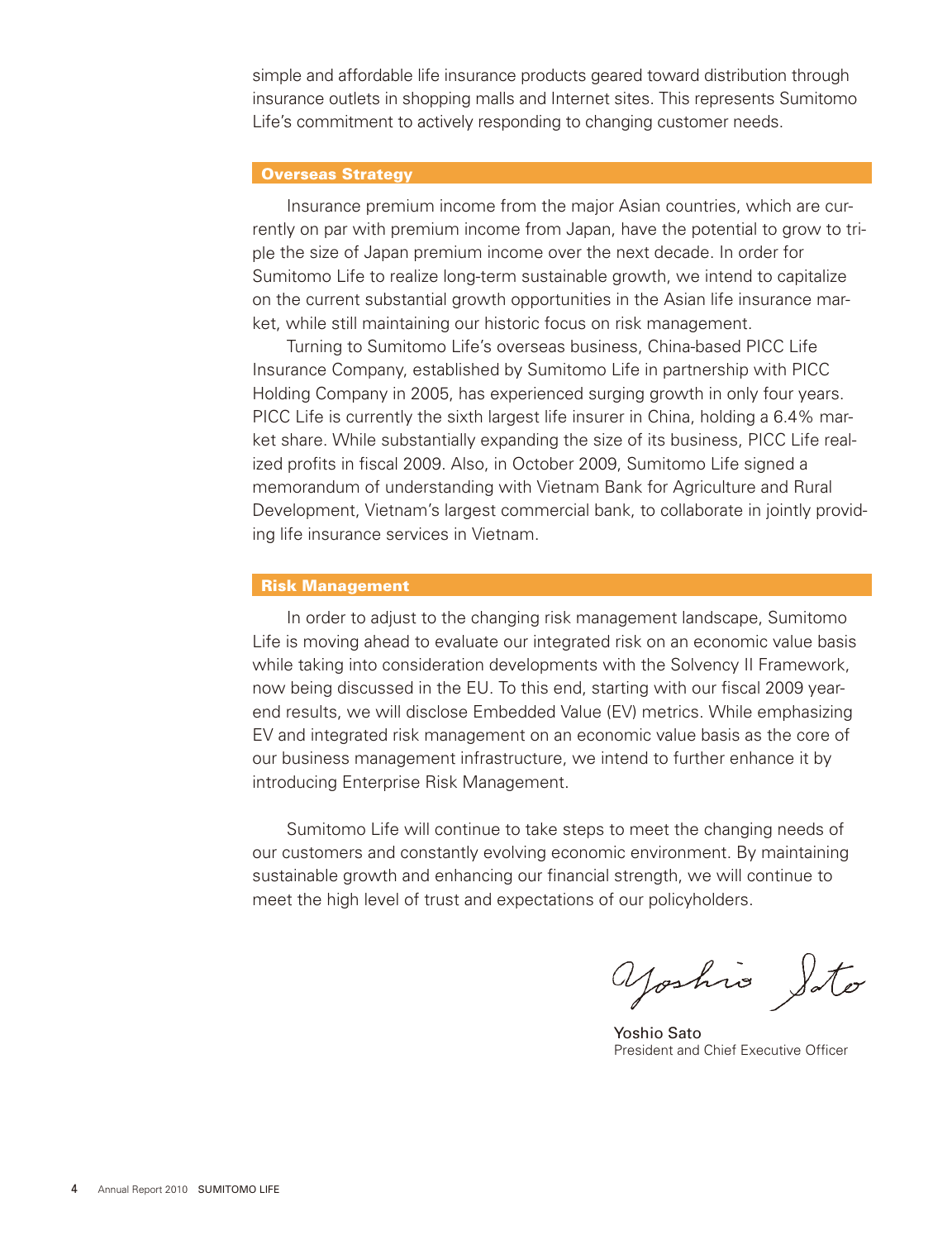simple and affordable life insurance products geared toward distribution through insurance outlets in shopping malls and Internet sites. This represents Sumitomo Life's commitment to actively responding to changing customer needs.

## Overseas Strategy

Insurance premium income from the major Asian countries, which are currently on par with premium income from Japan, have the potential to grow to triple the size of Japan premium income over the next decade. In order for Sumitomo Life to realize long-term sustainable growth, we intend to capitalize on the current substantial growth opportunities in the Asian life insurance market, while still maintaining our historic focus on risk management.

Turning to Sumitomo Life's overseas business, China-based PICC Life Insurance Company, established by Sumitomo Life in partnership with PICC Holding Company in 2005, has experienced surging growth in only four years. PICC Life is currently the sixth largest life insurer in China, holding a 6.4% market share. While substantially expanding the size of its business, PICC Life realized profits in fiscal 2009. Also, in October 2009, Sumitomo Life signed a memorandum of understanding with Vietnam Bank for Agriculture and Rural Development, Vietnam's largest commercial bank, to collaborate in jointly providing life insurance services in Vietnam.

## Risk Management

In order to adjust to the changing risk management landscape, Sumitomo Life is moving ahead to evaluate our integrated risk on an economic value basis while taking into consideration developments with the Solvency II Framework, now being discussed in the EU. To this end, starting with our fiscal 2009 year-end results, we will disclose Embedded Value (EV) metrics. While emphasizing EV and integrated risk management on an economic value basis as the core of our business management infrastructure, we intend to further enhance it by introducing Enterprise Risk Management.

Sumitomo Life will continue to take steps to meet the changing needs of our customers and constantly evolving economic environment. By maintaining sustainable growth and enhancing our financial strength, we will continue to meet the high level of trust and expectations of our policyholders.

Yoshio Sato

Yoshio Sato
President and Chief Executive Officer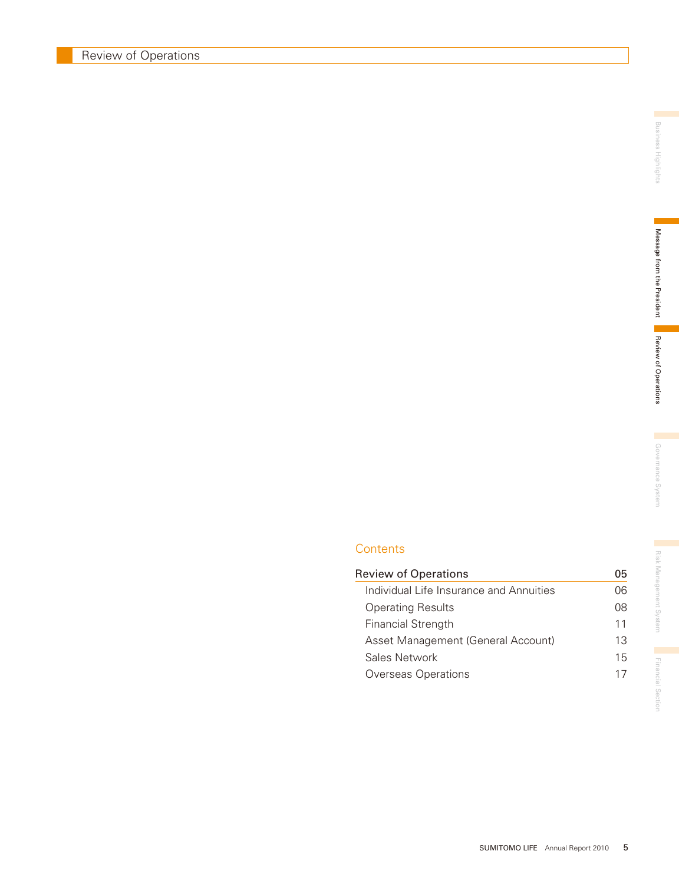# Review of Operations

## Contents

| Review of Operations | 05 |
| --- | --- |
| Individual Life Insurance and Annuities | 06 |
| Operating Results | 08 |
| Financial Strength | 11 |
| Asset Management (General Account) | 13 |
| Sales Network | 15 |
| Overseas Operations | 17 |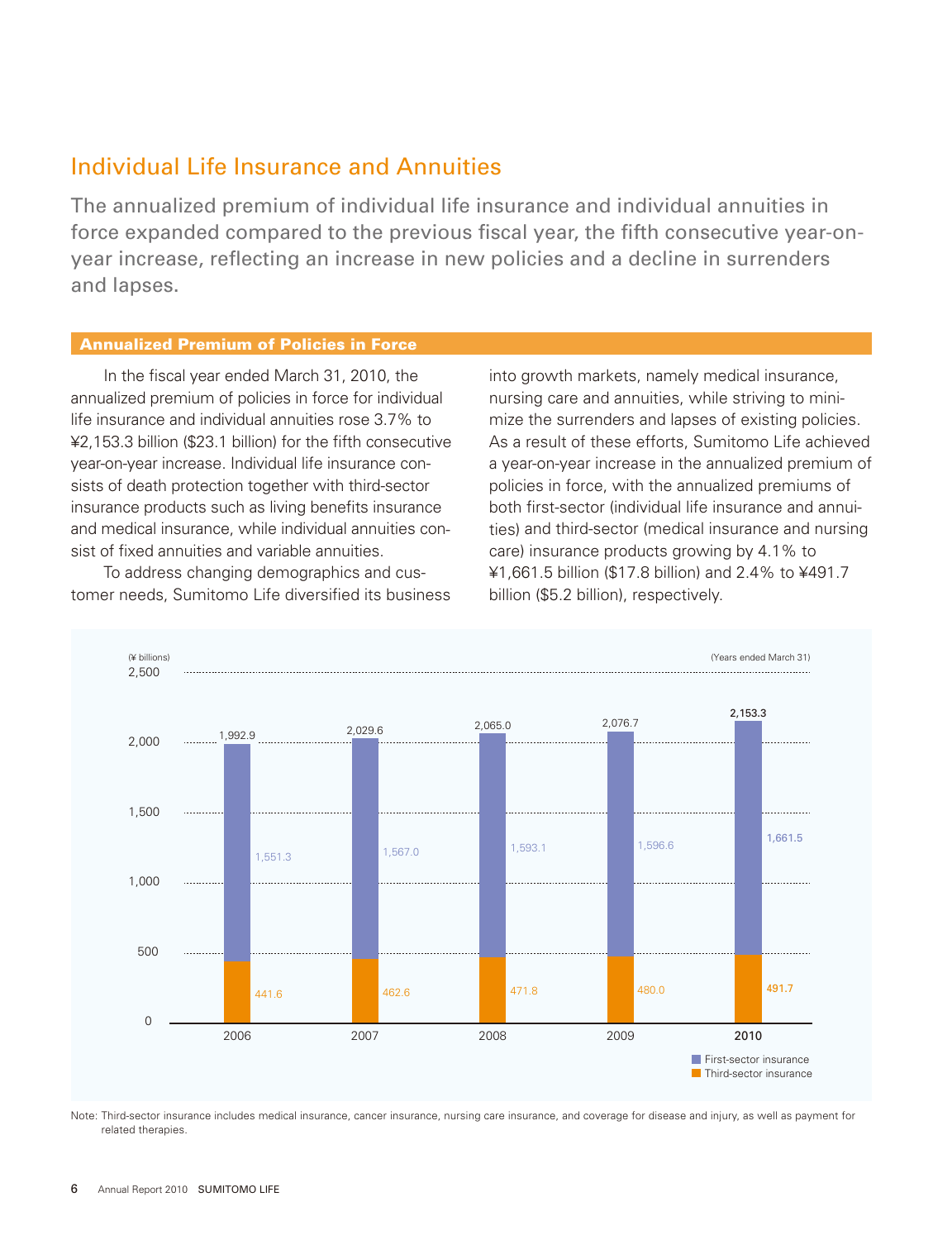# Individual Life Insurance and Annuities

The annualized premium of individual life insurance and individual annuities in force expanded compared to the previous fiscal year, the fifth consecutive year-on-year increase, reflecting an increase in new policies and a decline in surrenders and lapses.

## Annualized Premium of Policies in Force

In the fiscal year ended March 31, 2010, the annualized premium of policies in force for individual life insurance and individual annuities rose 3.7% to ¥2,153.3 billion ($23.1 billion) for the fifth consecutive year-on-year increase. Individual life insurance consists of death protection together with third-sector insurance products such as living benefits insurance and medical insurance, while individual annuities consist of fixed annuities and variable annuities.

To address changing demographics and customer needs, Sumitomo Life diversified its business into growth markets, namely medical insurance, nursing care and annuities, while striving to minimize the surrenders and lapses of existing policies. As a result of these efforts, Sumitomo Life achieved a year-on-year increase in the annualized premium of policies in force, with the annualized premiums of both first-sector (individual life insurance and annuities) and third-sector (medical insurance and nursing care) insurance products growing by 4.1% to ¥1,661.5 billion ($17.8 billion) and 2.4% to ¥491.7 billion ($5.2 billion), respectively.

(¥ billions) (Years ended March 31)

| | 2006 | 2007 | 2008 | 2009 | 2010 |
|---|---|---|---|---|---|
| First-sector insurance | 1,551.3 | 1,567.0 | 1,593.1 | 1,596.6 | 1,661.5 |
| Third-sector insurance | 441.6 | 462.6 | 471.8 | 480.0 | 491.7 |
| Total | 1,992.9 | 2,029.6 | 2,065.0 | 2,076.7 | 2,153.3 |

Note: Third-sector insurance includes medical insurance, cancer insurance, nursing care insurance, and coverage for disease and injury, as well as payment for related therapies.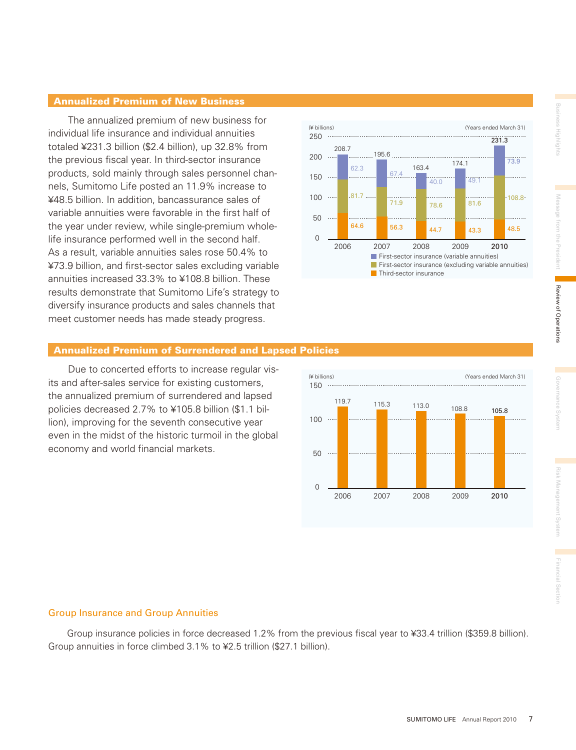## Annualized Premium of New Business

The annualized premium of new business for individual life insurance and individual annuities totaled ¥231.3 billion ($2.4 billion), up 32.8% from the previous fiscal year. In third-sector insurance products, sold mainly through sales personnel channels, Sumitomo Life posted an 11.9% increase to ¥48.5 billion. In addition, bancassurance sales of variable annuities were favorable in the first half of the year under review, while single-premium whole-life insurance performed well in the second half. As a result, variable annuities sales rose 50.4% to ¥73.9 billion, and first-sector sales excluding variable annuities increased 33.3% to ¥108.8 billion. These results demonstrate that Sumitomo Life's strategy to diversify insurance products and sales channels that meet customer needs has made steady progress.

(¥ billions) (Years ended March 31)

| | 2006 | 2007 | 2008 | 2009 | 2010 |
|---|---|---|---|---|---|
| First-sector insurance (variable annuities) | 62.3 | 67.4 | 40.0 | 49.1 | 73.9 |
| First-sector insurance (excluding variable annuities) | 81.7 | 71.9 | 78.6 | 81.6 | 108.8 |
| Third-sector insurance | 64.6 | 56.3 | 44.7 | 43.3 | 48.5 |
| Total | 208.7 | 195.6 | 163.4 | 174.1 | 231.3 |

## Annualized Premium of Surrendered and Lapsed Policies

Due to concerted efforts to increase regular visits and after-sales service for existing customers, the annualized premium of surrendered and lapsed policies decreased 2.7% to ¥105.8 billion ($1.1 billion), improving for the seventh consecutive year even in the midst of the historic turmoil in the global economy and world financial markets.

(¥ billions) (Years ended March 31)

| | 2006 | 2007 | 2008 | 2009 | 2010 |
|---|---|---|---|---|---|
| Annualized premium of surrendered and lapsed policies | 119.7 | 115.3 | 113.0 | 108.8 | 105.8 |

### Group Insurance and Group Annuities

Group insurance policies in force decreased 1.2% from the previous fiscal year to ¥33.4 trillion ($359.8 billion). Group annuities in force climbed 3.1% to ¥2.5 trillion ($27.1 billion).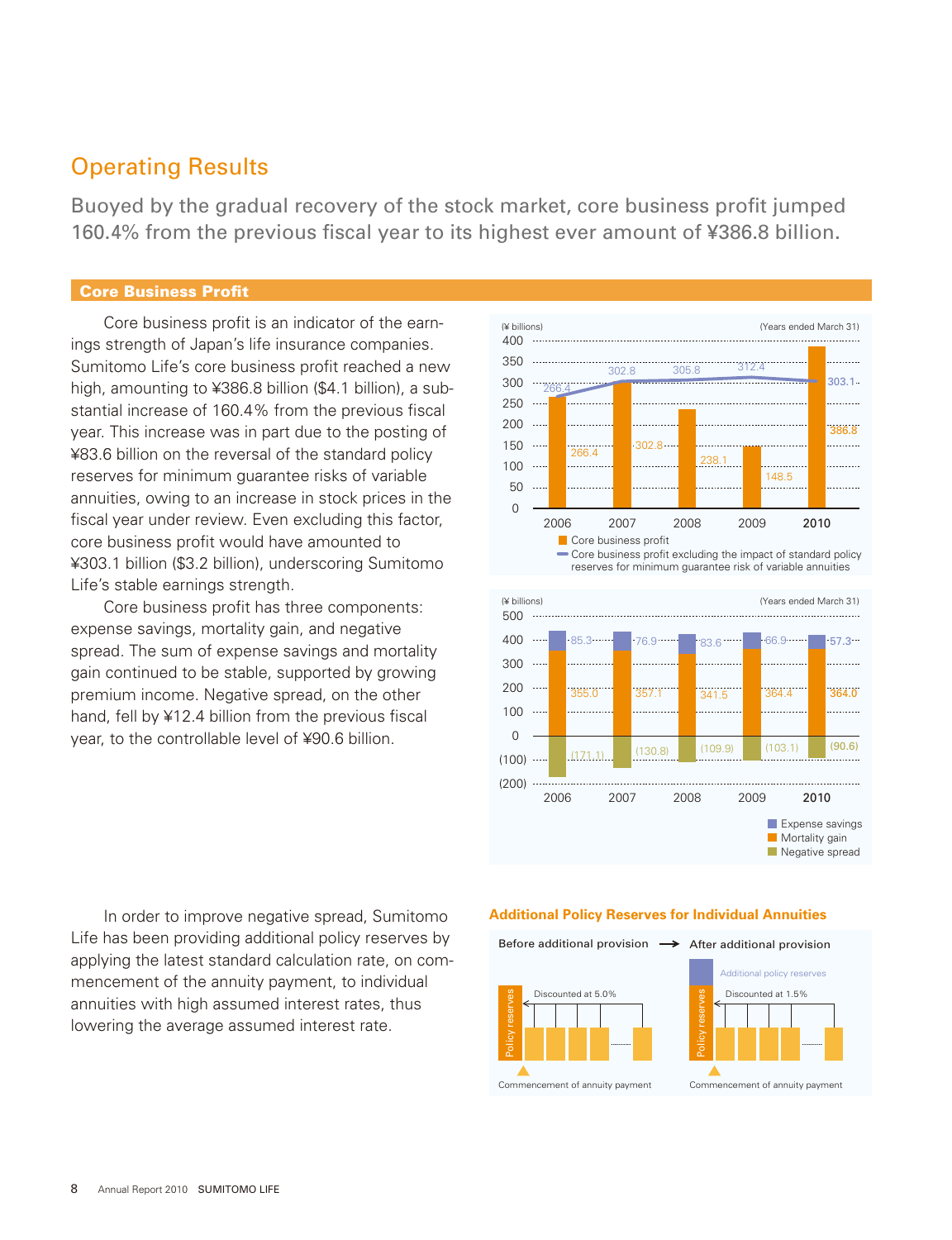# Operating Results

Buoyed by the gradual recovery of the stock market, core business profit jumped 160.4% from the previous fiscal year to its highest ever amount of ¥386.8 billion.

## Core Business Profit

Core business profit is an indicator of the earnings strength of Japan's life insurance companies. Sumitomo Life's core business profit reached a new high, amounting to ¥386.8 billion ($4.1 billion), a substantial increase of 160.4% from the previous fiscal year. This increase was in part due to the posting of ¥83.6 billion on the reversal of the standard policy reserves for minimum guarantee risks of variable annuities, owing to an increase in stock prices in the fiscal year under review. Even excluding this factor, core business profit would have amounted to ¥303.1 billion ($3.2 billion), underscoring Sumitomo Life's stable earnings strength.

Core business profit has three components: expense savings, mortality gain, and negative spread. The sum of expense savings and mortality gain continued to be stable, supported by growing premium income. Negative spread, on the other hand, fell by ¥12.4 billion from the previous fiscal year, to the controllable level of ¥90.6 billion.

(¥ billions) (Years ended March 31)

| | 2006 | 2007 | 2008 | 2009 | 2010 |
|---|---|---|---|---|---|
| Core business profit | 266.4 | 302.8 | 238.1 | 148.5 | 386.8 |
| Core business profit excluding the impact of standard policy reserves for minimum guarantee risk of variable annuities | 266.4 | 302.8 | 305.8 | 312.4 | 303.1 |

(¥ billions) (Years ended March 31)

| | 2006 | 2007 | 2008 | 2009 | 2010 |
|---|---|---|---|---|---|
| Expense savings | 85.3 | 76.9 | 83.6 | 66.9 | 57.3 |
| Mortality gain | 355.0 | 357.1 | 341.5 | 364.4 | 364.0 |
| Negative spread | (171.1) | (130.8) | (109.9) | (103.1) | (90.6) |

In order to improve negative spread, Sumitomo Life has been providing additional policy reserves by applying the latest standard calculation rate, on commencement of the annuity payment, to individual annuities with high assumed interest rates, thus lowering the average assumed interest rate.

**Additional Policy Reserves for Individual Annuities**

Before additional provision → After additional provision

- Before: Policy reserves — Discounted at 5.0% — Commencement of annuity payment
- After: Additional policy reserves + Policy reserves — Discounted at 1.5% — Commencement of annuity payment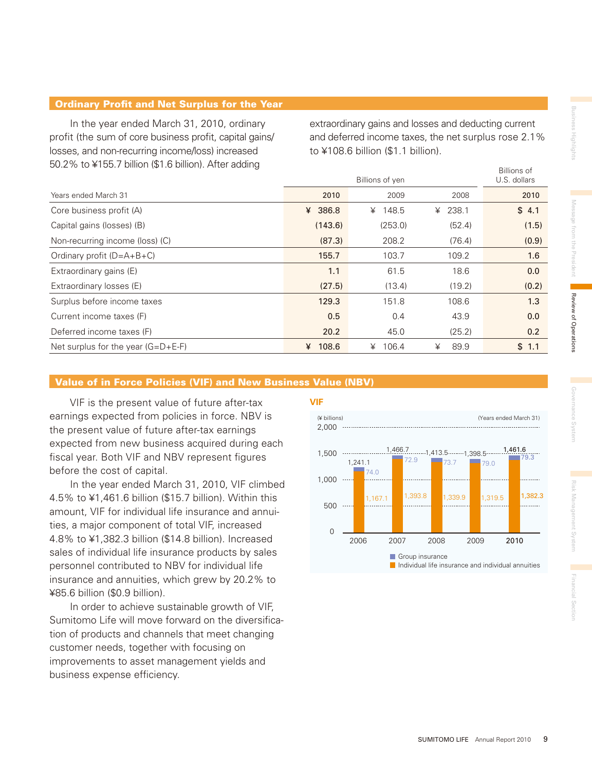## Ordinary Profit and Net Surplus for the Year

In the year ended March 31, 2010, ordinary profit (the sum of core business profit, capital gains/losses, and non-recurring income/loss) increased 50.2% to ¥155.7 billion ($1.6 billion). After adding extraordinary gains and losses and deducting current and deferred income taxes, the net surplus rose 2.1% to ¥108.6 billion ($1.1 billion).

| | Billions of yen | | | Billions of U.S. dollars |
|---|---|---|---|---|
| Years ended March 31 | 2010 | 2009 | 2008 | 2010 |
| Core business profit (A) | ¥ 386.8 | ¥ 148.5 | ¥ 238.1 | $ 4.1 |
| Capital gains (losses) (B) | (143.6) | (253.0) | (52.4) | (1.5) |
| Non-recurring income (loss) (C) | (87.3) | 208.2 | (76.4) | (0.9) |
| Ordinary profit (D=A+B+C) | 155.7 | 103.7 | 109.2 | 1.6 |
| Extraordinary gains (E) | 1.1 | 61.5 | 18.6 | 0.0 |
| Extraordinary losses (E) | (27.5) | (13.4) | (19.2) | (0.2) |
| Surplus before income taxes | 129.3 | 151.8 | 108.6 | 1.3 |
| Current income taxes (F) | 0.5 | 0.4 | 43.9 | 0.0 |
| Deferred income taxes (F) | 20.2 | 45.0 | (25.2) | 0.2 |
| Net surplus for the year (G=D+E-F) | ¥ 108.6 | ¥ 106.4 | ¥ 89.9 | $ 1.1 |

## Value of in Force Policies (VIF) and New Business Value (NBV)

VIF is the present value of future after-tax earnings expected from policies in force. NBV is the present value of future after-tax earnings expected from new business acquired during each fiscal year. Both VIF and NBV represent figures before the cost of capital.

In the year ended March 31, 2010, VIF climbed 4.5% to ¥1,461.6 billion ($15.7 billion). Within this amount, VIF for individual life insurance and annuities, a major component of total VIF, increased 4.8% to ¥1,382.3 billion ($14.8 billion). Increased sales of individual life insurance products by sales personnel contributed to NBV for individual life insurance and annuities, which grew by 20.2% to ¥85.6 billion ($0.9 billion).

In order to achieve sustainable growth of VIF, Sumitomo Life will move forward on the diversification of products and channels that meet changing customer needs, together with focusing on improvements to asset management yields and business expense efficiency.

**VIF**

(¥ billions) (Years ended March 31)

| | 2006 | 2007 | 2008 | 2009 | 2010 |
|---|---|---|---|---|---|
| Group insurance | 74.0 | 72.9 | 73.7 | 79.0 | 79.3 |
| Individual life insurance and individual annuities | 1,167.1 | 1,393.8 | 1,339.9 | 1,319.5 | 1,382.3 |
| Total | 1,241.1 | 1,466.7 | 1,413.5 | 1,398.5 | 1,461.6 |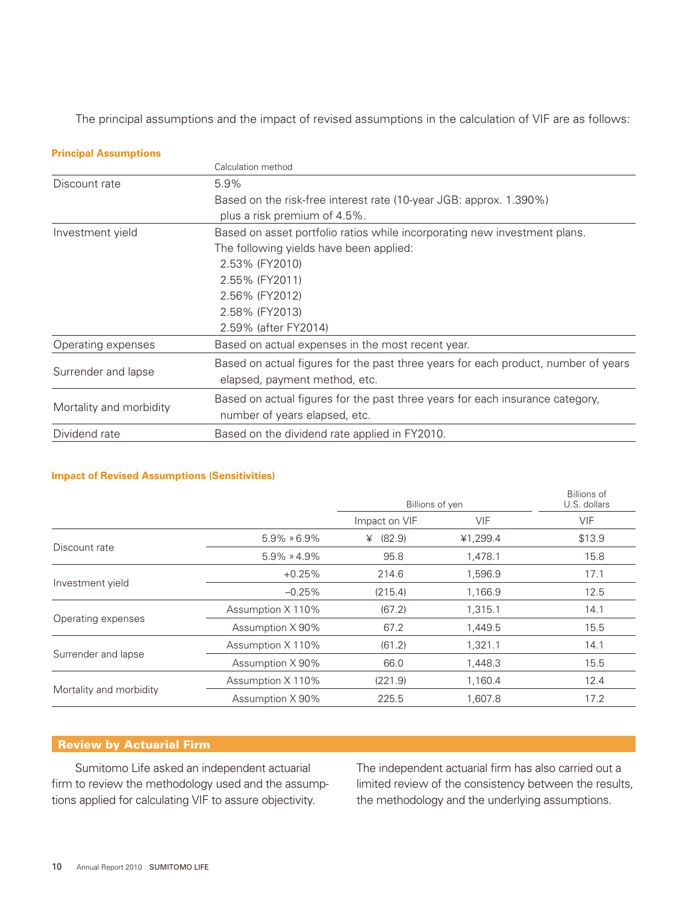The principal assumptions and the impact of revised assumptions in the calculation of VIF are as follows:

### Principal Assumptions

| | Calculation method |
|---|---|
| Discount rate | 5.9%<br>Based on the risk-free interest rate (10-year JGB: approx. 1.390%) plus a risk premium of 4.5%. |
| Investment yield | Based on asset portfolio ratios while incorporating new investment plans.<br>The following yields have been applied:<br>2.53% (FY2010)<br>2.55% (FY2011)<br>2.56% (FY2012)<br>2.58% (FY2013)<br>2.59% (after FY2014) |
| Operating expenses | Based on actual expenses in the most recent year. |
| Surrender and lapse | Based on actual figures for the past three years for each product, number of years elapsed, payment method, etc. |
| Mortality and morbidity | Based on actual figures for the past three years for each insurance category, number of years elapsed, etc. |
| Dividend rate | Based on the dividend rate applied in FY2010. |

### Impact of Revised Assumptions (Sensitivities)

| | | Billions of yen | | Billions of U.S. dollars |
|---|---|---|---|---|
| | | Impact on VIF | VIF | VIF |
| Discount rate | 5.9% » 6.9% | ¥ (82.9) | ¥1,299.4 | $13.9 |
| | 5.9% » 4.9% | 95.8 | 1,478.1 | 15.8 |
| Investment yield | +0.25% | 214.6 | 1,596.9 | 17.1 |
| | –0.25% | (215.4) | 1,166.9 | 12.5 |
| Operating expenses | Assumption X 110% | (67.2) | 1,315.1 | 14.1 |
| | Assumption X 90% | 67.2 | 1,449.5 | 15.5 |
| Surrender and lapse | Assumption X 110% | (61.2) | 1,321.1 | 14.1 |
| | Assumption X 90% | 66.0 | 1,448.3 | 15.5 |
| Mortality and morbidity | Assumption X 110% | (221.9) | 1,160.4 | 12.4 |
| | Assumption X 90% | 225.5 | 1,607.8 | 17.2 |

## Review by Actuarial Firm

Sumitomo Life asked an independent actuarial firm to review the methodology used and the assumptions applied for calculating VIF to assure objectivity. The independent actuarial firm has also carried out a limited review of the consistency between the results, the methodology and the underlying assumptions.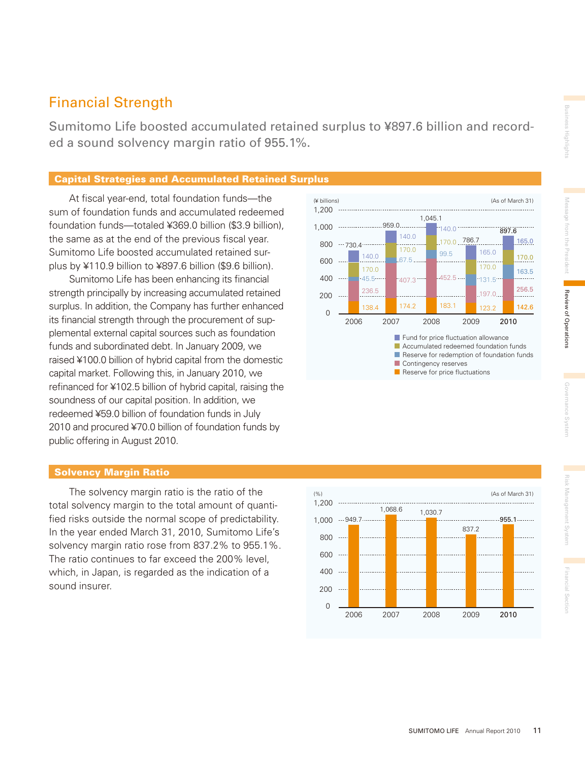# Financial Strength

Sumitomo Life boosted accumulated retained surplus to ¥897.6 billion and recorded a sound solvency margin ratio of 955.1%.

## Capital Strategies and Accumulated Retained Surplus

At fiscal year-end, total foundation funds—the sum of foundation funds and accumulated redeemed foundation funds—totaled ¥369.0 billion ($3.9 billion), the same as at the end of the previous fiscal year. Sumitomo Life boosted accumulated retained surplus by ¥110.9 billion to ¥897.6 billion ($9.6 billion).

Sumitomo Life has been enhancing its financial strength principally by increasing accumulated retained surplus. In addition, the Company has further enhanced its financial strength through the procurement of supplemental external capital sources such as foundation funds and subordinated debt. In January 2009, we raised ¥100.0 billion of hybrid capital from the domestic capital market. Following this, in January 2010, we refinanced for ¥102.5 billion of hybrid capital, raising the soundness of our capital position. In addition, we redeemed ¥59.0 billion of foundation funds in July 2010 and procured ¥70.0 billion of foundation funds by public offering in August 2010.

(¥ billions) (As of March 31)

| | 2006 | 2007 | 2008 | 2009 | 2010 |
|---|---|---|---|---|---|
| Fund for price fluctuation allowance | 140.0 | 140.0 | 140.0 | 165.0 | 165.0 |
| Accumulated redeemed foundation funds | 170.0 | 170.0 | 170.0 | 170.0 | 170.0 |
| Reserve for redemption of foundation funds | 45.5 | 67.5 | 99.5 | 131.5 | 163.5 |
| Contingency reserves | 236.5 | 407.3 | 452.5 | 197.0 | 256.5 |
| Reserve for price fluctuations | 138.4 | 174.2 | 183.1 | 123.2 | 142.6 |
| Total | 730.4 | 959.0 | 1,045.1 | 786.7 | 897.6 |

## Solvency Margin Ratio

The solvency margin ratio is the ratio of the total solvency margin to the total amount of quantified risks outside the normal scope of predictability. In the year ended March 31, 2010, Sumitomo Life's solvency margin ratio rose from 837.2% to 955.1%. The ratio continues to far exceed the 200% level, which, in Japan, is regarded as the indication of a sound insurer.

(%) (As of March 31)

| | 2006 | 2007 | 2008 | 2009 | 2010 |
|---|---|---|---|---|---|
| Solvency margin ratio | 949.7 | 1,068.6 | 1,030.7 | 837.2 | 955.1 |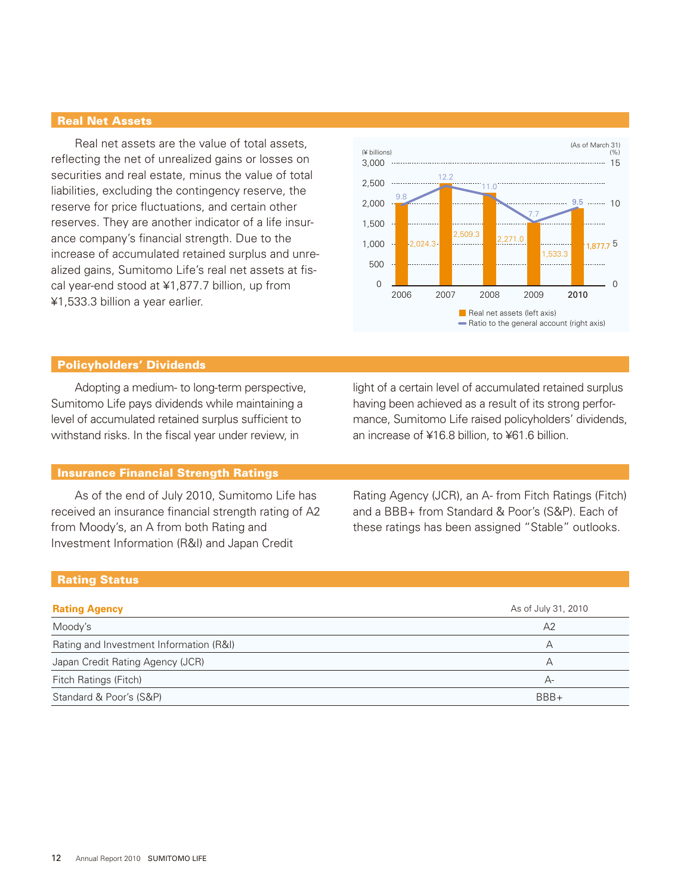## Real Net Assets

Real net assets are the value of total assets, reflecting the net of unrealized gains or losses on securities and real estate, minus the value of total liabilities, excluding the contingency reserve, the reserve for price fluctuations, and certain other reserves. They are another indicator of a life insurance company's financial strength. Due to the increase of accumulated retained surplus and unrealized gains, Sumitomo Life's real net assets at fiscal year-end stood at ¥1,877.7 billion, up from ¥1,533.3 billion a year earlier.

(As of March 31)

| | 2006 | 2007 | 2008 | 2009 | 2010 |
|---|---|---|---|---|---|
| Real net assets (left axis) (¥ billions) | 2,024.3 | 2,509.3 | 2,271.0 | 1,533.3 | 1,877.7 |
| Ratio to the general account (right axis) (%) | 9.8 | 12.2 | 11.0 | 7.7 | 9.5 |

## Policyholders' Dividends

Adopting a medium- to long-term perspective, Sumitomo Life pays dividends while maintaining a level of accumulated retained surplus sufficient to withstand risks. In the fiscal year under review, in light of a certain level of accumulated retained surplus having been achieved as a result of its strong performance, Sumitomo Life raised policyholders' dividends, an increase of ¥16.8 billion, to ¥61.6 billion.

## Insurance Financial Strength Ratings

As of the end of July 2010, Sumitomo Life has received an insurance financial strength rating of A2 from Moody's, an A from both Rating and Investment Information (R&I) and Japan Credit Rating Agency (JCR), an A- from Fitch Ratings (Fitch) and a BBB+ from Standard & Poor's (S&P). Each of these ratings has been assigned "Stable" outlooks.

## Rating Status

| Rating Agency | As of July 31, 2010 |
|---|---|
| Moody's | A2 |
| Rating and Investment Information (R&I) | A |
| Japan Credit Rating Agency (JCR) | A |
| Fitch Ratings (Fitch) | A- |
| Standard & Poor's (S&P) | BBB+ |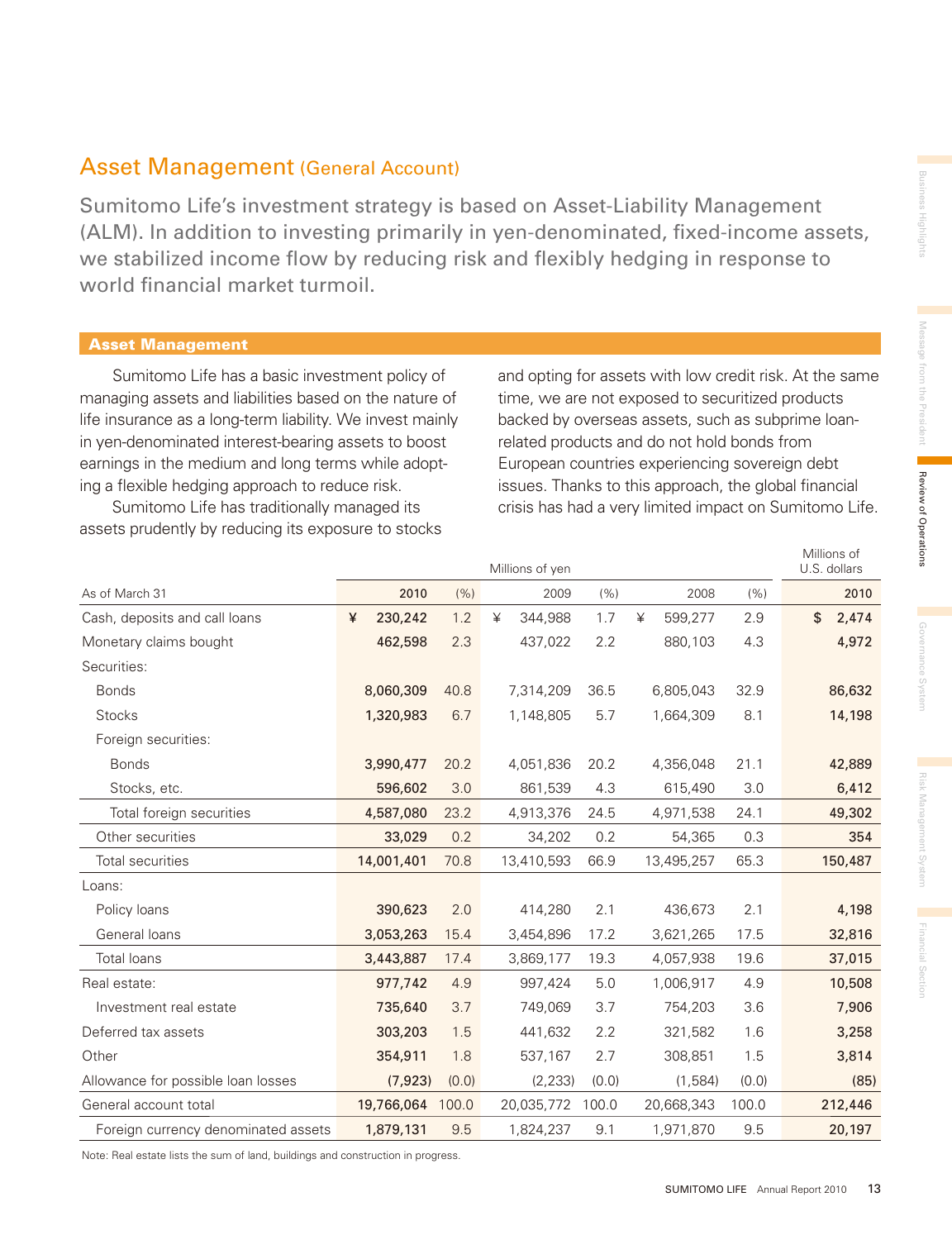# Asset Management (General Account)

Sumitomo Life's investment strategy is based on Asset-Liability Management (ALM). In addition to investing primarily in yen-denominated, fixed-income assets, we stabilized income flow by reducing risk and flexibly hedging in response to world financial market turmoil.

## Asset Management

Sumitomo Life has a basic investment policy of managing assets and liabilities based on the nature of life insurance as a long-term liability. We invest mainly in yen-denominated interest-bearing assets to boost earnings in the medium and long terms while adopting a flexible hedging approach to reduce risk.

Sumitomo Life has traditionally managed its assets prudently by reducing its exposure to stocks and opting for assets with low credit risk. At the same time, we are not exposed to securitized products backed by overseas assets, such as subprime loan-related products and do not hold bonds from European countries experiencing sovereign debt issues. Thanks to this approach, the global financial crisis has had a very limited impact on Sumitomo Life.

| | Millions of yen | | | | | | Millions of U.S. dollars |
|---|---|---|---|---|---|---|---|
| As of March 31 | 2010 | (%) | 2009 | (%) | 2008 | (%) | 2010 |
| Cash, deposits and call loans | ¥ 230,242 | 1.2 | ¥ 344,988 | 1.7 | ¥ 599,277 | 2.9 | $ 2,474 |
| Monetary claims bought | 462,598 | 2.3 | 437,022 | 2.2 | 880,103 | 4.3 | 4,972 |
| Securities: | | | | | | | |
| Bonds | 8,060,309 | 40.8 | 7,314,209 | 36.5 | 6,805,043 | 32.9 | 86,632 |
| Stocks | 1,320,983 | 6.7 | 1,148,805 | 5.7 | 1,664,309 | 8.1 | 14,198 |
| Foreign securities: | | | | | | | |
| Bonds | 3,990,477 | 20.2 | 4,051,836 | 20.2 | 4,356,048 | 21.1 | 42,889 |
| Stocks, etc. | 596,602 | 3.0 | 861,539 | 4.3 | 615,490 | 3.0 | 6,412 |
| Total foreign securities | 4,587,080 | 23.2 | 4,913,376 | 24.5 | 4,971,538 | 24.1 | 49,302 |
| Other securities | 33,029 | 0.2 | 34,202 | 0.2 | 54,365 | 0.3 | 354 |
| Total securities | 14,001,401 | 70.8 | 13,410,593 | 66.9 | 13,495,257 | 65.3 | 150,487 |
| Loans: | | | | | | | |
| Policy loans | 390,623 | 2.0 | 414,280 | 2.1 | 436,673 | 2.1 | 4,198 |
| General loans | 3,053,263 | 15.4 | 3,454,896 | 17.2 | 3,621,265 | 17.5 | 32,816 |
| Total loans | 3,443,887 | 17.4 | 3,869,177 | 19.3 | 4,057,938 | 19.6 | 37,015 |
| Real estate: | 977,742 | 4.9 | 997,424 | 5.0 | 1,006,917 | 4.9 | 10,508 |
| Investment real estate | 735,640 | 3.7 | 749,069 | 3.7 | 754,203 | 3.6 | 7,906 |
| Deferred tax assets | 303,203 | 1.5 | 441,632 | 2.2 | 321,582 | 1.6 | 3,258 |
| Other | 354,911 | 1.8 | 537,167 | 2.7 | 308,851 | 1.5 | 3,814 |
| Allowance for possible loan losses | (7,923) | (0.0) | (2,233) | (0.0) | (1,584) | (0.0) | (85) |
| General account total | 19,766,064 | 100.0 | 20,035,772 | 100.0 | 20,668,343 | 100.0 | 212,446 |
| Foreign currency denominated assets | 1,879,131 | 9.5 | 1,824,237 | 9.1 | 1,971,870 | 9.5 | 20,197 |

Note: Real estate lists the sum of land, buildings and construction in progress.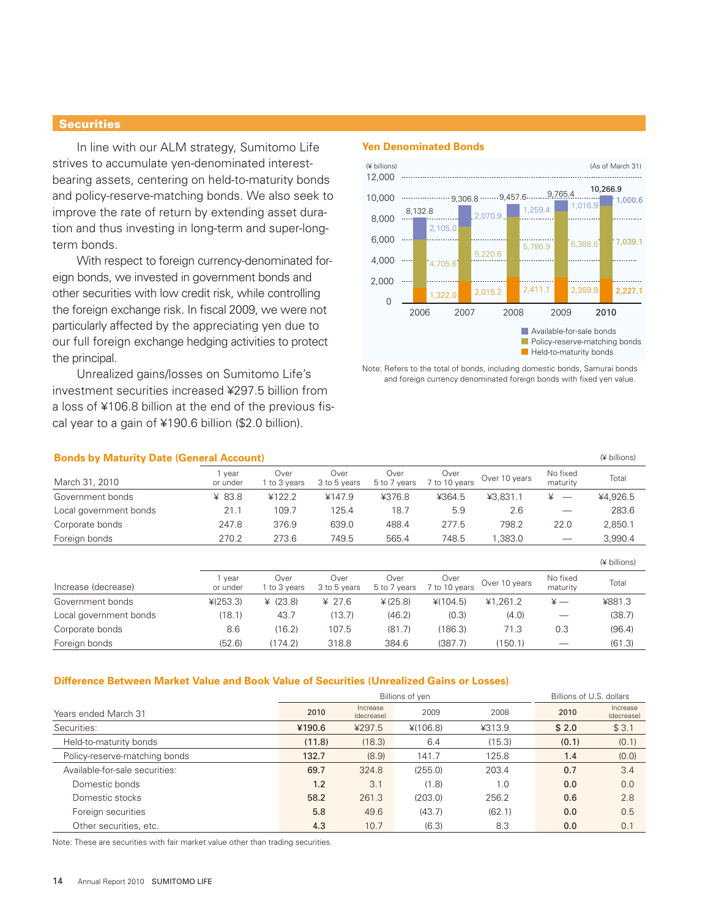## Securities

In line with our ALM strategy, Sumitomo Life strives to accumulate yen-denominated interest-bearing assets, centering on held-to-maturity bonds and policy-reserve-matching bonds. We also seek to improve the rate of return by extending asset duration and thus investing in long-term and super-long-term bonds.

With respect to foreign currency-denominated foreign bonds, we invested in government bonds and other securities with low credit risk, while controlling the foreign exchange risk. In fiscal 2009, we were not particularly affected by the appreciating yen due to our full foreign exchange hedging activities to protect the principal.

Unrealized gains/losses on Sumitomo Life's investment securities increased ¥297.5 billion from a loss of ¥106.8 billion at the end of the previous fiscal year to a gain of ¥190.6 billion ($2.0 billion).

### Yen Denominated Bonds

(¥ billions) (As of March 31)

| | 2006 | 2007 | 2008 | 2009 | 2010 |
|---|---|---|---|---|---|
| Available-for-sale bonds | 2,105.0 | 2,070.9 | 1,259.4 | 1,016.9 | 1,000.6 |
| Policy-reserve-matching bonds | 4,705.6 | 5,220.6 | 5,786.9 | 6,388.6 | 7,039.1 |
| Held-to-maturity bonds | 1,322.0 | 2,015.2 | 2,411.1 | 2,359.9 | 2,227.1 |
| Total | 8,132.8 | 9,306.8 | 9,457.6 | 9,765.4 | 10,266.9 |

Note: Refers to the total of bonds, including domestic bonds, Samurai bonds and foreign currency denominated foreign bonds with fixed yen value.

### Bonds by Maturity Date (General Account)

(¥ billions)

| March 31, 2010 | 1 year or under | Over 1 to 3 years | Over 3 to 5 years | Over 5 to 7 years | Over 7 to 10 years | Over 10 years | No fixed maturity | Total |
|---|---|---|---|---|---|---|---|---|
| Government bonds | ¥ 83.8 | ¥122.2 | ¥147.9 | ¥376.8 | ¥364.5 | ¥3,831.1 | ¥ — | ¥4,926.5 |
| Local government bonds | 21.1 | 109.7 | 125.4 | 18.7 | 5.9 | 2.6 | — | 283.6 |
| Corporate bonds | 247.8 | 376.9 | 639.0 | 488.4 | 277.5 | 798.2 | 22.0 | 2,850.1 |
| Foreign bonds | 270.2 | 273.6 | 749.5 | 565.4 | 748.5 | 1,383.0 | — | 3,990.4 |

(¥ billions)

| Increase (decrease) | 1 year or under | Over 1 to 3 years | Over 3 to 5 years | Over 5 to 7 years | Over 7 to 10 years | Over 10 years | No fixed maturity | Total |
|---|---|---|---|---|---|---|---|---|
| Government bonds | ¥(253.3) | ¥ (23.8) | ¥ 27.6 | ¥ (25.8) | ¥(104.5) | ¥1,261.2 | ¥ — | ¥881.3 |
| Local government bonds | (18.1) | 43.7 | (13.7) | (46.2) | (0.3) | (4.0) | — | (38.7) |
| Corporate bonds | 8.6 | (16.2) | 107.5 | (81.7) | (186.3) | 71.3 | 0.3 | (96.4) |
| Foreign bonds | (52.6) | (174.2) | 318.8 | 384.6 | (387.7) | (150.1) | — | (61.3) |

### Difference Between Market Value and Book Value of Securities (Unrealized Gains or Losses)

| | Billions of yen | | | | Billions of U.S. dollars | |
|---|---|---|---|---|---|---|
| Years ended March 31 | 2010 | Increase (decrease) | 2009 | 2008 | 2010 | Increase (decrease) |
| Securities: | ¥190.6 | ¥297.5 | ¥(106.8) | ¥313.9 | $ 2.0 | $ 3.1 |
| Held-to-maturity bonds | (11.8) | (18.3) | 6.4 | (15.3) | (0.1) | (0.1) |
| Policy-reserve-matching bonds | 132.7 | (8.9) | 141.7 | 125.8 | 1.4 | (0.0) |
| Available-for-sale securities: | 69.7 | 324.8 | (255.0) | 203.4 | 0.7 | 3.4 |
| Domestic bonds | 1.2 | 3.1 | (1.8) | 1.0 | 0.0 | 0.0 |
| Domestic stocks | 58.2 | 261.3 | (203.0) | 256.2 | 0.6 | 2.8 |
| Foreign securities | 5.8 | 49.6 | (43.7) | (62.1) | 0.0 | 0.5 |
| Other securities, etc. | 4.3 | 10.7 | (6.3) | 8.3 | 0.0 | 0.1 |

Note: These are securities with fair market value other than trading securities.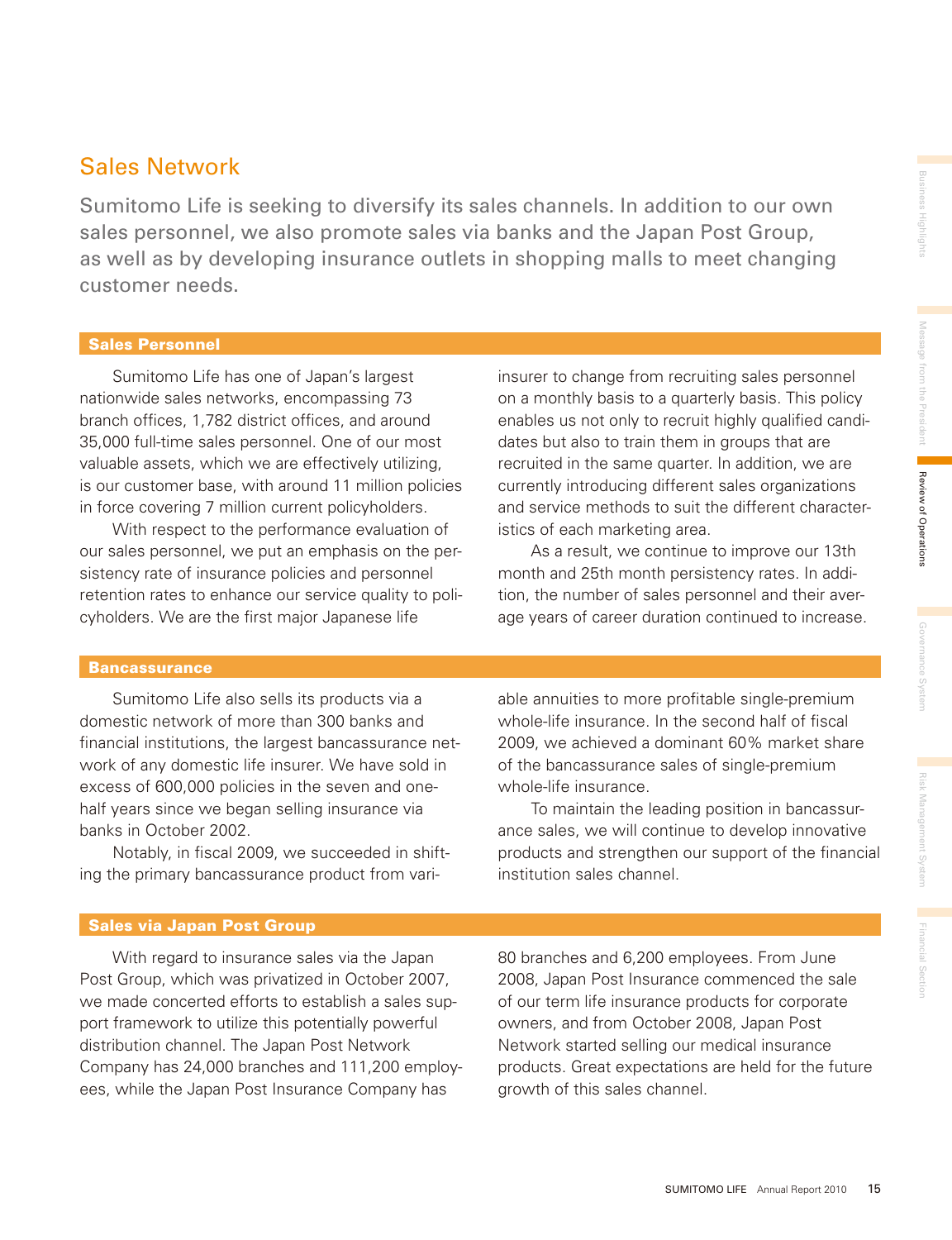## Sales Network

Sumitomo Life is seeking to diversify its sales channels. In addition to our own sales personnel, we also promote sales via banks and the Japan Post Group, as well as by developing insurance outlets in shopping malls to meet changing customer needs.

### Sales Personnel

Sumitomo Life has one of Japan's largest nationwide sales networks, encompassing 73 branch offices, 1,782 district offices, and around 35,000 full-time sales personnel. One of our most valuable assets, which we are effectively utilizing, is our customer base, with around 11 million policies in force covering 7 million current policyholders.

With respect to the performance evaluation of our sales personnel, we put an emphasis on the persistency rate of insurance policies and personnel retention rates to enhance our service quality to policyholders. We are the first major Japanese life insurer to change from recruiting sales personnel on a monthly basis to a quarterly basis. This policy enables us not only to recruit highly qualified candidates but also to train them in groups that are recruited in the same quarter. In addition, we are currently introducing different sales organizations and service methods to suit the different characteristics of each marketing area.

As a result, we continue to improve our 13th month and 25th month persistency rates. In addition, the number of sales personnel and their average years of career duration continued to increase.

### Bancassurance

Sumitomo Life also sells its products via a domestic network of more than 300 banks and financial institutions, the largest bancassurance network of any domestic life insurer. We have sold in excess of 600,000 policies in the seven and one-half years since we began selling insurance via banks in October 2002.

Notably, in fiscal 2009, we succeeded in shifting the primary bancassurance product from variable annuities to more profitable single-premium whole-life insurance. In the second half of fiscal 2009, we achieved a dominant 60% market share of the bancassurance sales of single-premium whole-life insurance.

To maintain the leading position in bancassurance sales, we will continue to develop innovative products and strengthen our support of the financial institution sales channel.

### Sales via Japan Post Group

With regard to insurance sales via the Japan Post Group, which was privatized in October 2007, we made concerted efforts to establish a sales support framework to utilize this potentially powerful distribution channel. The Japan Post Network Company has 24,000 branches and 111,200 employees, while the Japan Post Insurance Company has 80 branches and 6,200 employees. From June 2008, Japan Post Insurance commenced the sale of our term life insurance products for corporate owners, and from October 2008, Japan Post Network started selling our medical insurance products. Great expectations are held for the future growth of this sales channel.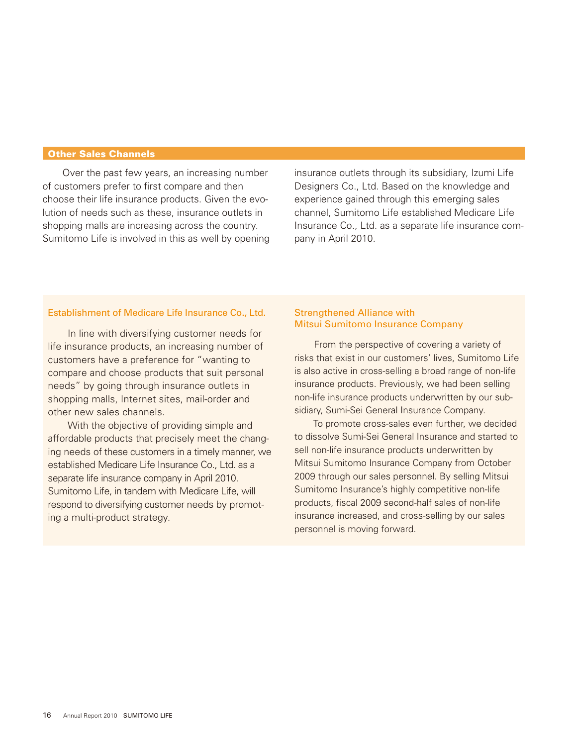## Other Sales Channels

Over the past few years, an increasing number of customers prefer to first compare and then choose their life insurance products. Given the evolution of needs such as these, insurance outlets in shopping malls are increasing across the country. Sumitomo Life is involved in this as well by opening insurance outlets through its subsidiary, Izumi Life Designers Co., Ltd. Based on the knowledge and experience gained through this emerging sales channel, Sumitomo Life established Medicare Life Insurance Co., Ltd. as a separate life insurance company in April 2010.

### Establishment of Medicare Life Insurance Co., Ltd.

In line with diversifying customer needs for life insurance products, an increasing number of customers have a preference for "wanting to compare and choose products that suit personal needs" by going through insurance outlets in shopping malls, Internet sites, mail-order and other new sales channels.

With the objective of providing simple and affordable products that precisely meet the changing needs of these customers in a timely manner, we established Medicare Life Insurance Co., Ltd. as a separate life insurance company in April 2010. Sumitomo Life, in tandem with Medicare Life, will respond to diversifying customer needs by promoting a multi-product strategy.

### Strengthened Alliance with Mitsui Sumitomo Insurance Company

From the perspective of covering a variety of risks that exist in our customers' lives, Sumitomo Life is also active in cross-selling a broad range of non-life insurance products. Previously, we had been selling non-life insurance products underwritten by our subsidiary, Sumi-Sei General Insurance Company.

To promote cross-sales even further, we decided to dissolve Sumi-Sei General Insurance and started to sell non-life insurance products underwritten by Mitsui Sumitomo Insurance Company from October 2009 through our sales personnel. By selling Mitsui Sumitomo Insurance's highly competitive non-life products, fiscal 2009 second-half sales of non-life insurance increased, and cross-selling by our sales personnel is moving forward.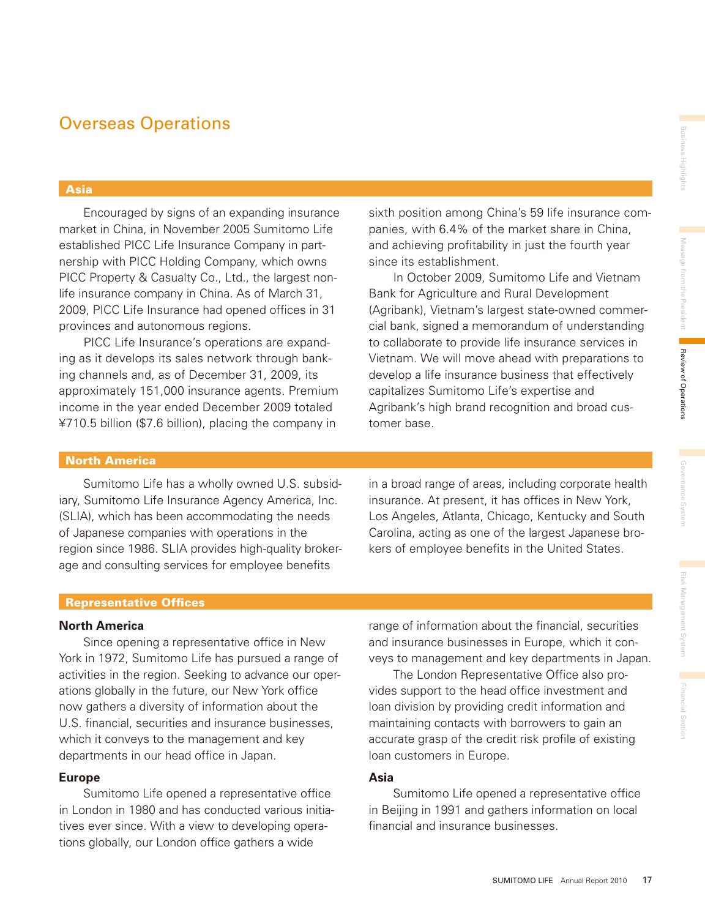# Overseas Operations

## Asia

Encouraged by signs of an expanding insurance market in China, in November 2005 Sumitomo Life established PICC Life Insurance Company in partnership with PICC Holding Company, which owns PICC Property & Casualty Co., Ltd., the largest non-life insurance company in China. As of March 31, 2009, PICC Life Insurance had opened offices in 31 provinces and autonomous regions.

PICC Life Insurance's operations are expanding as it develops its sales network through banking channels and, as of December 31, 2009, its approximately 151,000 insurance agents. Premium income in the year ended December 2009 totaled ¥710.5 billion ($7.6 billion), placing the company in sixth position among China's 59 life insurance companies, with 6.4% of the market share in China, and achieving profitability in just the fourth year since its establishment.

In October 2009, Sumitomo Life and Vietnam Bank for Agriculture and Rural Development (Agribank), Vietnam's largest state-owned commercial bank, signed a memorandum of understanding to collaborate to provide life insurance services in Vietnam. We will move ahead with preparations to develop a life insurance business that effectively capitalizes Sumitomo Life's expertise and Agribank's high brand recognition and broad customer base.

## North America

Sumitomo Life has a wholly owned U.S. subsidiary, Sumitomo Life Insurance Agency America, Inc. (SLIA), which has been accommodating the needs of Japanese companies with operations in the region since 1986. SLIA provides high-quality brokerage and consulting services for employee benefits in a broad range of areas, including corporate health insurance. At present, it has offices in New York, Los Angeles, Atlanta, Chicago, Kentucky and South Carolina, acting as one of the largest Japanese brokers of employee benefits in the United States.

## Representative Offices

### North America

Since opening a representative office in New York in 1972, Sumitomo Life has pursued a range of activities in the region. Seeking to advance our operations globally in the future, our New York office now gathers a diversity of information about the U.S. financial, securities and insurance businesses, which it conveys to the management and key departments in our head office in Japan.

### Europe

Sumitomo Life opened a representative office in London in 1980 and has conducted various initiatives ever since. With a view to developing operations globally, our London office gathers a wide range of information about the financial, securities and insurance businesses in Europe, which it conveys to management and key departments in Japan.

The London Representative Office also provides support to the head office investment and loan division by providing credit information and maintaining contacts with borrowers to gain an accurate grasp of the credit risk profile of existing loan customers in Europe.

### Asia

Sumitomo Life opened a representative office in Beijing in 1991 and gathers information on local financial and insurance businesses.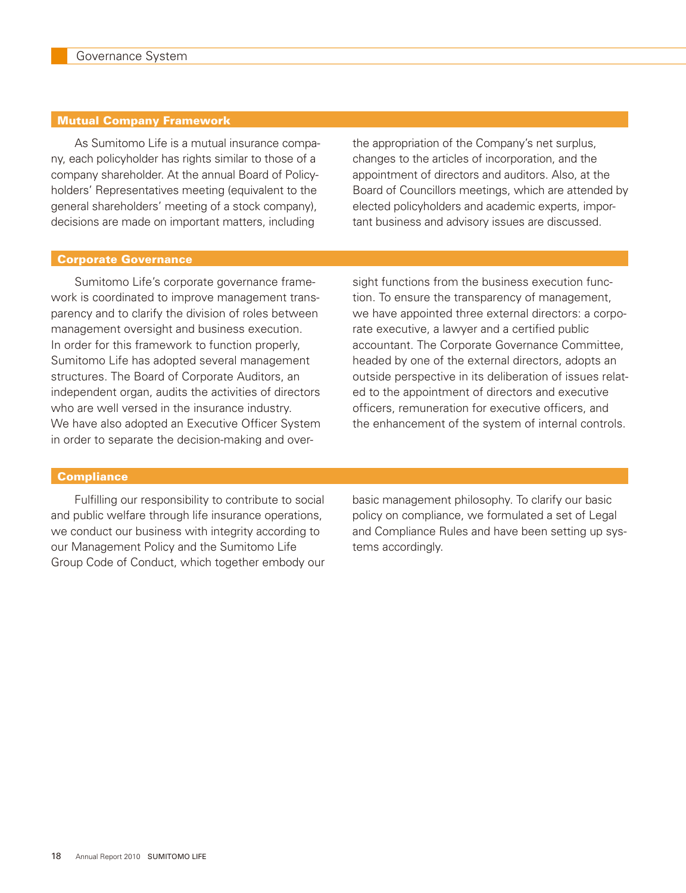# Governance System

## Mutual Company Framework

As Sumitomo Life is a mutual insurance company, each policyholder has rights similar to those of a company shareholder. At the annual Board of Policyholders' Representatives meeting (equivalent to the general shareholders' meeting of a stock company), decisions are made on important matters, including the appropriation of the Company's net surplus, changes to the articles of incorporation, and the appointment of directors and auditors. Also, at the Board of Councillors meetings, which are attended by elected policyholders and academic experts, important business and advisory issues are discussed.

## Corporate Governance

Sumitomo Life's corporate governance framework is coordinated to improve management transparency and to clarify the division of roles between management oversight and business execution. In order for this framework to function properly, Sumitomo Life has adopted several management structures. The Board of Corporate Auditors, an independent organ, audits the activities of directors who are well versed in the insurance industry. We have also adopted an Executive Officer System in order to separate the decision-making and oversight functions from the business execution function. To ensure the transparency of management, we have appointed three external directors: a corporate executive, a lawyer and a certified public accountant. The Corporate Governance Committee, headed by one of the external directors, adopts an outside perspective in its deliberation of issues related to the appointment of directors and executive officers, remuneration for executive officers, and the enhancement of the system of internal controls.

## Compliance

Fulfilling our responsibility to contribute to social and public welfare through life insurance operations, we conduct our business with integrity according to our Management Policy and the Sumitomo Life Group Code of Conduct, which together embody our basic management philosophy. To clarify our basic policy on compliance, we formulated a set of Legal and Compliance Rules and have been setting up systems accordingly.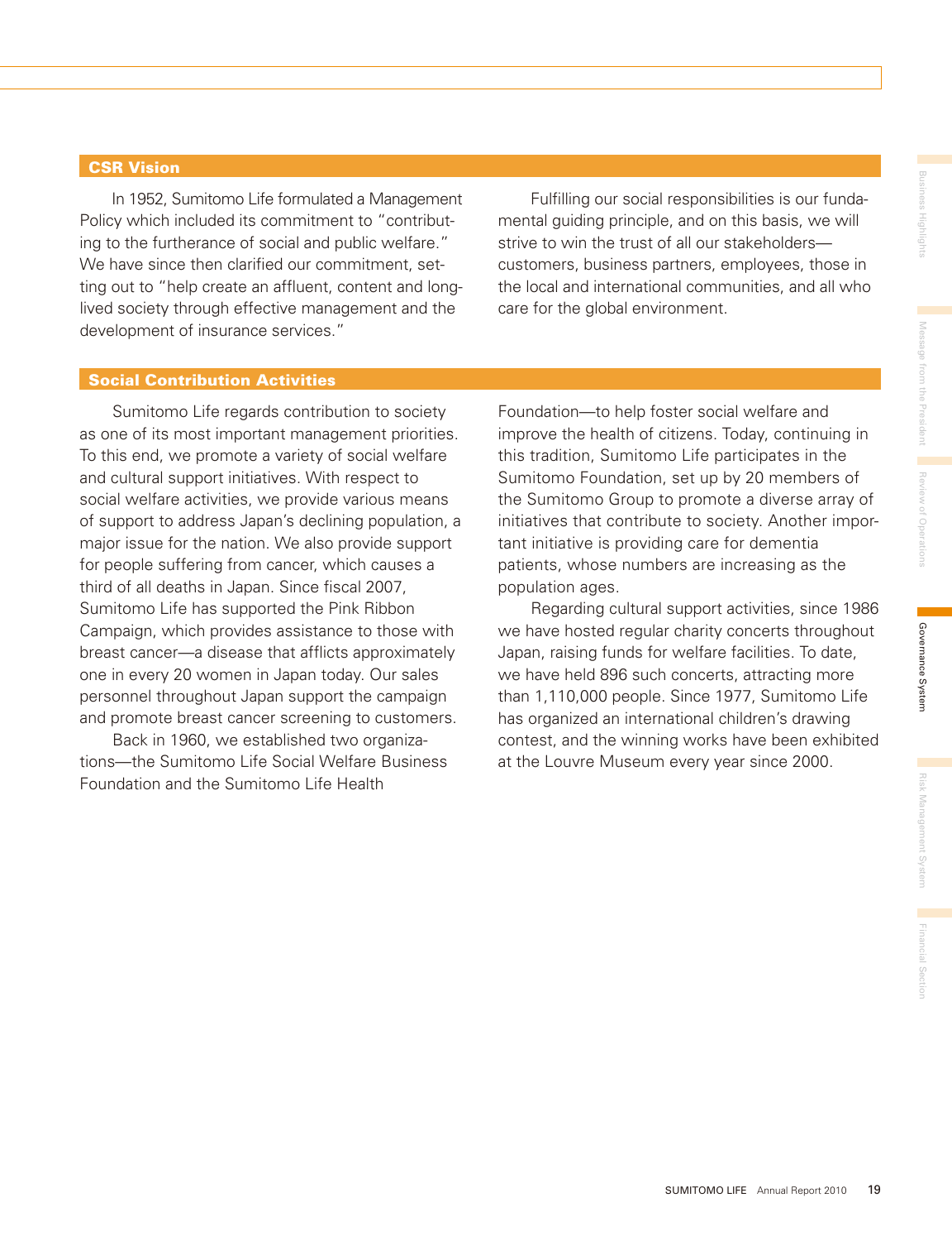## CSR Vision

In 1952, Sumitomo Life formulated a Management Policy which included its commitment to "contributing to the furtherance of social and public welfare." We have since then clarified our commitment, setting out to "help create an affluent, content and long-lived society through effective management and the development of insurance services."

Fulfilling our social responsibilities is our fundamental guiding principle, and on this basis, we will strive to win the trust of all our stakeholders—customers, business partners, employees, those in the local and international communities, and all who care for the global environment.

## Social Contribution Activities

Sumitomo Life regards contribution to society as one of its most important management priorities. To this end, we promote a variety of social welfare and cultural support initiatives. With respect to social welfare activities, we provide various means of support to address Japan's declining population, a major issue for the nation. We also provide support for people suffering from cancer, which causes a third of all deaths in Japan. Since fiscal 2007, Sumitomo Life has supported the Pink Ribbon Campaign, which provides assistance to those with breast cancer—a disease that afflicts approximately one in every 20 women in Japan today. Our sales personnel throughout Japan support the campaign and promote breast cancer screening to customers.

Back in 1960, we established two organizations—the Sumitomo Life Social Welfare Business Foundation and the Sumitomo Life Health Foundation—to help foster social welfare and improve the health of citizens. Today, continuing in this tradition, Sumitomo Life participates in the Sumitomo Foundation, set up by 20 members of the Sumitomo Group to promote a diverse array of initiatives that contribute to society. Another important initiative is providing care for dementia patients, whose numbers are increasing as the population ages.

Regarding cultural support activities, since 1986 we have hosted regular charity concerts throughout Japan, raising funds for welfare facilities. To date, we have held 896 such concerts, attracting more than 1,110,000 people. Since 1977, Sumitomo Life has organized an international children's drawing contest, and the winning works have been exhibited at the Louvre Museum every year since 2000.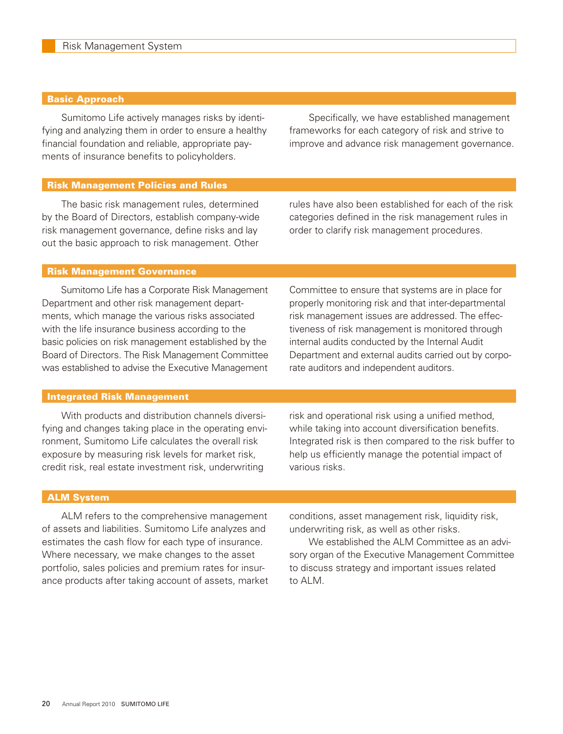# Risk Management System

## Basic Approach

Sumitomo Life actively manages risks by identifying and analyzing them in order to ensure a healthy financial foundation and reliable, appropriate payments of insurance benefits to policyholders.

Specifically, we have established management frameworks for each category of risk and strive to improve and advance risk management governance.

## Risk Management Policies and Rules

The basic risk management rules, determined by the Board of Directors, establish company-wide risk management governance, define risks and lay out the basic approach to risk management. Other rules have also been established for each of the risk categories defined in the risk management rules in order to clarify risk management procedures.

## Risk Management Governance

Sumitomo Life has a Corporate Risk Management Department and other risk management departments, which manage the various risks associated with the life insurance business according to the basic policies on risk management established by the Board of Directors. The Risk Management Committee was established to advise the Executive Management Committee to ensure that systems are in place for properly monitoring risk and that inter-departmental risk management issues are addressed. The effectiveness of risk management is monitored through internal audits conducted by the Internal Audit Department and external audits carried out by corporate auditors and independent auditors.

## Integrated Risk Management

With products and distribution channels diversifying and changes taking place in the operating environment, Sumitomo Life calculates the overall risk exposure by measuring risk levels for market risk, credit risk, real estate investment risk, underwriting risk and operational risk using a unified method, while taking into account diversification benefits. Integrated risk is then compared to the risk buffer to help us efficiently manage the potential impact of various risks.

## ALM System

ALM refers to the comprehensive management of assets and liabilities. Sumitomo Life analyzes and estimates the cash flow for each type of insurance. Where necessary, we make changes to the asset portfolio, sales policies and premium rates for insurance products after taking account of assets, market conditions, asset management risk, liquidity risk, underwriting risk, as well as other risks.

We established the ALM Committee as an advisory organ of the Executive Management Committee to discuss strategy and important issues related to ALM.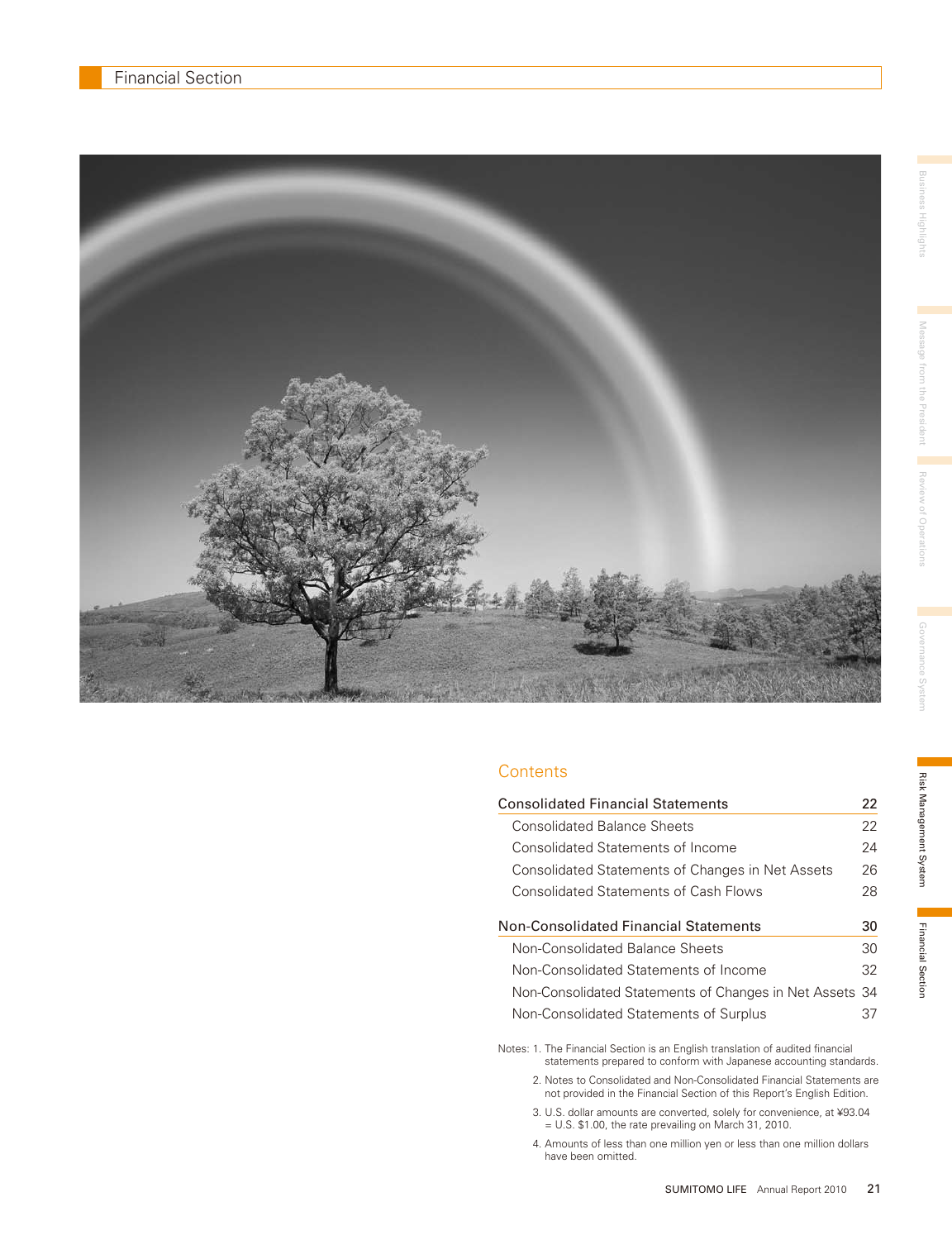# Financial Section

## Contents

| Consolidated Financial Statements | 22 |
|---|---|
| Consolidated Balance Sheets | 22 |
| Consolidated Statements of Income | 24 |
| Consolidated Statements of Changes in Net Assets | 26 |
| Consolidated Statements of Cash Flows | 28 |

| Non-Consolidated Financial Statements | 30 |
|---|---|
| Non-Consolidated Balance Sheets | 30 |
| Non-Consolidated Statements of Income | 32 |
| Non-Consolidated Statements of Changes in Net Assets | 34 |
| Non-Consolidated Statements of Surplus | 37 |

Notes:
1. The Financial Section is an English translation of audited financial statements prepared to conform with Japanese accounting standards.
2. Notes to Consolidated and Non-Consolidated Financial Statements are not provided in the Financial Section of this Report's English Edition.
3. U.S. dollar amounts are converted, solely for convenience, at ¥93.04 = U.S. $1.00, the rate prevailing on March 31, 2010.
4. Amounts of less than one million yen or less than one million dollars have been omitted.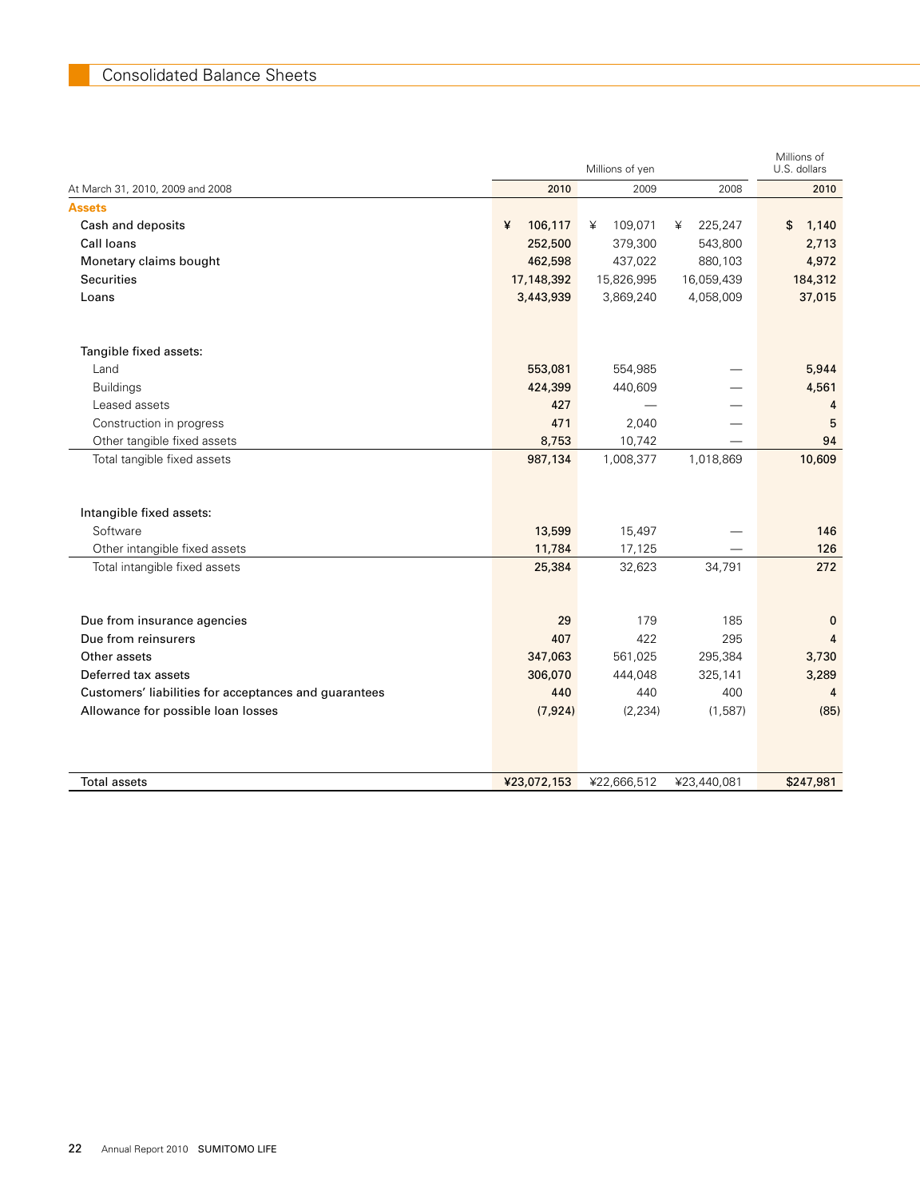# Consolidated Balance Sheets

| At March 31, 2010, 2009 and 2008 | Millions of yen 2010 | 2009 | 2008 | Millions of U.S. dollars 2010 |
|---|---|---|---|---|
| **Assets** | | | | |
| Cash and deposits | ¥ 106,117 | ¥ 109,071 | ¥ 225,247 | $ 1,140 |
| Call loans | 252,500 | 379,300 | 543,800 | 2,713 |
| Monetary claims bought | 462,598 | 437,022 | 880,103 | 4,972 |
| Securities | 17,148,392 | 15,826,995 | 16,059,439 | 184,312 |
| Loans | 3,443,939 | 3,869,240 | 4,058,009 | 37,015 |
| Tangible fixed assets: | | | | |
| Land | 553,081 | 554,985 | — | 5,944 |
| Buildings | 424,399 | 440,609 | — | 4,561 |
| Leased assets | 427 | — | — | 4 |
| Construction in progress | 471 | 2,040 | — | 5 |
| Other tangible fixed assets | 8,753 | 10,742 | — | 94 |
| Total tangible fixed assets | 987,134 | 1,008,377 | 1,018,869 | 10,609 |
| Intangible fixed assets: | | | | |
| Software | 13,599 | 15,497 | — | 146 |
| Other intangible fixed assets | 11,784 | 17,125 | — | 126 |
| Total intangible fixed assets | 25,384 | 32,623 | 34,791 | 272 |
| Due from insurance agencies | 29 | 179 | 185 | 0 |
| Due from reinsurers | 407 | 422 | 295 | 4 |
| Other assets | 347,063 | 561,025 | 295,384 | 3,730 |
| Deferred tax assets | 306,070 | 444,048 | 325,141 | 3,289 |
| Customers' liabilities for acceptances and guarantees | 440 | 440 | 400 | 4 |
| Allowance for possible loan losses | (7,924) | (2,234) | (1,587) | (85) |
| Total assets | ¥23,072,153 | ¥22,666,512 | ¥23,440,081 | $247,981 |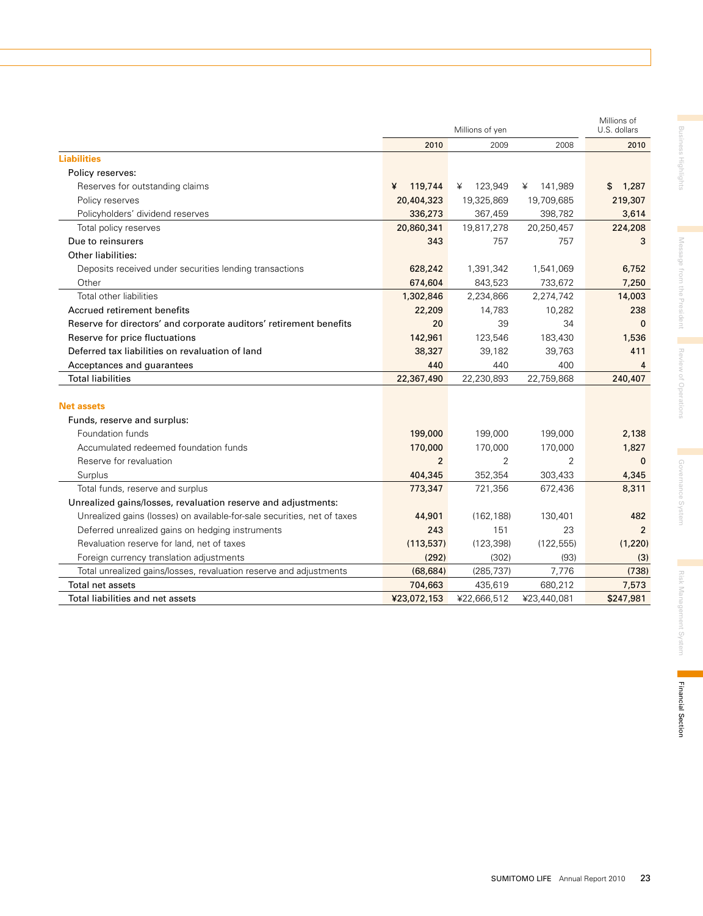| | Millions of yen | | | Millions of U.S. dollars |
|---|---|---|---|---|
| | 2010 | 2009 | 2008 | 2010 |
| **Liabilities** | | | | |
| Policy reserves: | | | | |
| Reserves for outstanding claims | ¥ 119,744 | ¥ 123,949 | ¥ 141,989 | $ 1,287 |
| Policy reserves | 20,404,323 | 19,325,869 | 19,709,685 | 219,307 |
| Policyholders' dividend reserves | 336,273 | 367,459 | 398,782 | 3,614 |
| Total policy reserves | 20,860,341 | 19,817,278 | 20,250,457 | 224,208 |
| Due to reinsurers | 343 | 757 | 757 | 3 |
| Other liabilities: | | | | |
| Deposits received under securities lending transactions | 628,242 | 1,391,342 | 1,541,069 | 6,752 |
| Other | 674,604 | 843,523 | 733,672 | 7,250 |
| Total other liabilities | 1,302,846 | 2,234,866 | 2,274,742 | 14,003 |
| Accrued retirement benefits | 22,209 | 14,783 | 10,282 | 238 |
| Reserve for directors' and corporate auditors' retirement benefits | 20 | 39 | 34 | 0 |
| Reserve for price fluctuations | 142,961 | 123,546 | 183,430 | 1,536 |
| Deferred tax liabilities on revaluation of land | 38,327 | 39,182 | 39,763 | 411 |
| Acceptances and guarantees | 440 | 440 | 400 | 4 |
| Total liabilities | 22,367,490 | 22,230,893 | 22,759,868 | 240,407 |
| **Net assets** | | | | |
| Funds, reserve and surplus: | | | | |
| Foundation funds | 199,000 | 199,000 | 199,000 | 2,138 |
| Accumulated redeemed foundation funds | 170,000 | 170,000 | 170,000 | 1,827 |
| Reserve for revaluation | 2 | 2 | 2 | 0 |
| Surplus | 404,345 | 352,354 | 303,433 | 4,345 |
| Total funds, reserve and surplus | 773,347 | 721,356 | 672,436 | 8,311 |
| Unrealized gains/losses, revaluation reserve and adjustments: | | | | |
| Unrealized gains (losses) on available-for-sale securities, net of taxes | 44,901 | (162,188) | 130,401 | 482 |
| Deferred unrealized gains on hedging instruments | 243 | 151 | 23 | 2 |
| Revaluation reserve for land, net of taxes | (113,537) | (123,398) | (122,555) | (1,220) |
| Foreign currency translation adjustments | (292) | (302) | (93) | (3) |
| Total unrealized gains/losses, revaluation reserve and adjustments | (68,684) | (285,737) | 7,776 | (738) |
| Total net assets | 704,663 | 435,619 | 680,212 | 7,573 |
| Total liabilities and net assets | ¥23,072,153 | ¥22,666,512 | ¥23,440,081 | $247,981 |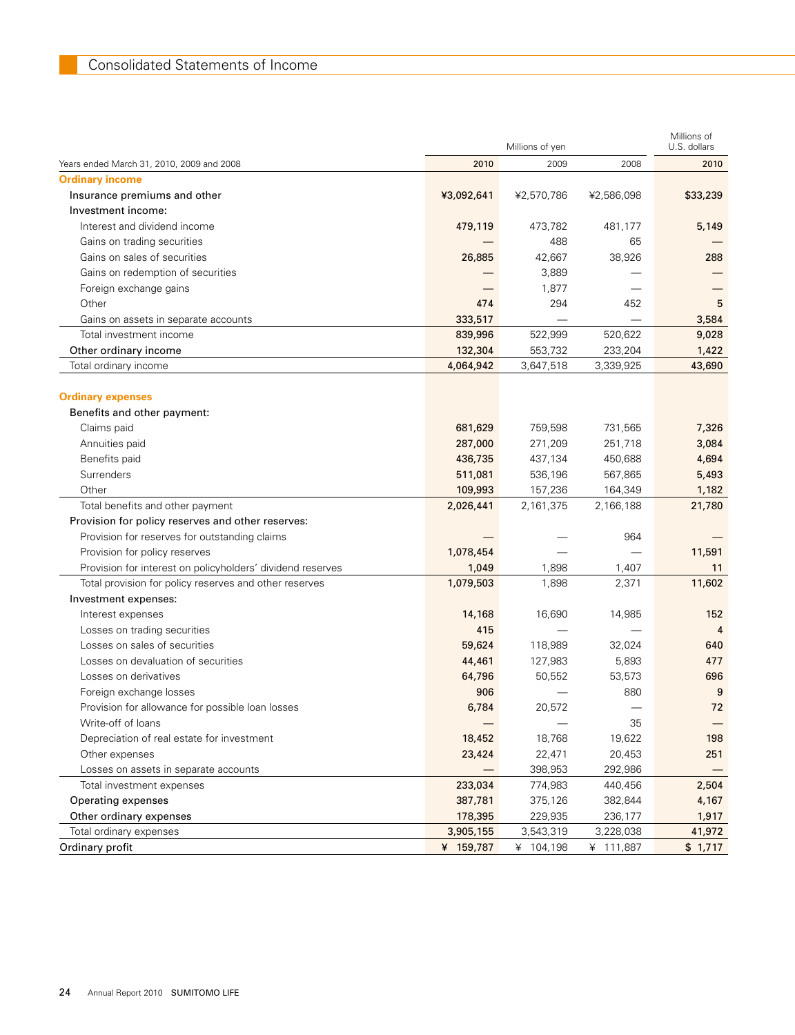# Consolidated Statements of Income

| Years ended March 31, 2010, 2009 and 2008 | Millions of yen | | | Millions of U.S. dollars |
|---|---|---|---|---|
| | 2010 | 2009 | 2008 | 2010 |
| **Ordinary income** | | | | |
| Insurance premiums and other | ¥3,092,641 | ¥2,570,786 | ¥2,586,098 | $33,239 |
| Investment income: | | | | |
| Interest and dividend income | 479,119 | 473,782 | 481,177 | 5,149 |
| Gains on trading securities | — | 488 | 65 | — |
| Gains on sales of securities | 26,885 | 42,667 | 38,926 | 288 |
| Gains on redemption of securities | — | 3,889 | — | — |
| Foreign exchange gains | — | 1,877 | — | — |
| Other | 474 | 294 | 452 | 5 |
| Gains on assets in separate accounts | 333,517 | — | — | 3,584 |
| Total investment income | 839,996 | 522,999 | 520,622 | 9,028 |
| Other ordinary income | 132,304 | 553,732 | 233,204 | 1,422 |
| Total ordinary income | 4,064,942 | 3,647,518 | 3,339,925 | 43,690 |
| **Ordinary expenses** | | | | |
| Benefits and other payment: | | | | |
| Claims paid | 681,629 | 759,598 | 731,565 | 7,326 |
| Annuities paid | 287,000 | 271,209 | 251,718 | 3,084 |
| Benefits paid | 436,735 | 437,134 | 450,688 | 4,694 |
| Surrenders | 511,081 | 536,196 | 567,865 | 5,493 |
| Other | 109,993 | 157,236 | 164,349 | 1,182 |
| Total benefits and other payment | 2,026,441 | 2,161,375 | 2,166,188 | 21,780 |
| Provision for policy reserves and other reserves: | | | | |
| Provision for reserves for outstanding claims | — | — | 964 | — |
| Provision for policy reserves | 1,078,454 | — | — | 11,591 |
| Provision for interest on policyholders' dividend reserves | 1,049 | 1,898 | 1,407 | 11 |
| Total provision for policy reserves and other reserves | 1,079,503 | 1,898 | 2,371 | 11,602 |
| Investment expenses: | | | | |
| Interest expenses | 14,168 | 16,690 | 14,985 | 152 |
| Losses on trading securities | 415 | — | — | 4 |
| Losses on sales of securities | 59,624 | 118,989 | 32,024 | 640 |
| Losses on devaluation of securities | 44,461 | 127,983 | 5,893 | 477 |
| Losses on derivatives | 64,796 | 50,552 | 53,573 | 696 |
| Foreign exchange losses | 906 | — | 880 | 9 |
| Provision for allowance for possible loan losses | 6,784 | 20,572 | — | 72 |
| Write-off of loans | — | — | 35 | — |
| Depreciation of real estate for investment | 18,452 | 18,768 | 19,622 | 198 |
| Other expenses | 23,424 | 22,471 | 20,453 | 251 |
| Losses on assets in separate accounts | — | 398,953 | 292,986 | — |
| Total investment expenses | 233,034 | 774,983 | 440,456 | 2,504 |
| Operating expenses | 387,781 | 375,126 | 382,844 | 4,167 |
| Other ordinary expenses | 178,395 | 229,935 | 236,177 | 1,917 |
| Total ordinary expenses | 3,905,155 | 3,543,319 | 3,228,038 | 41,972 |
| Ordinary profit | ¥ 159,787 | ¥ 104,198 | ¥ 111,887 | $ 1,717 |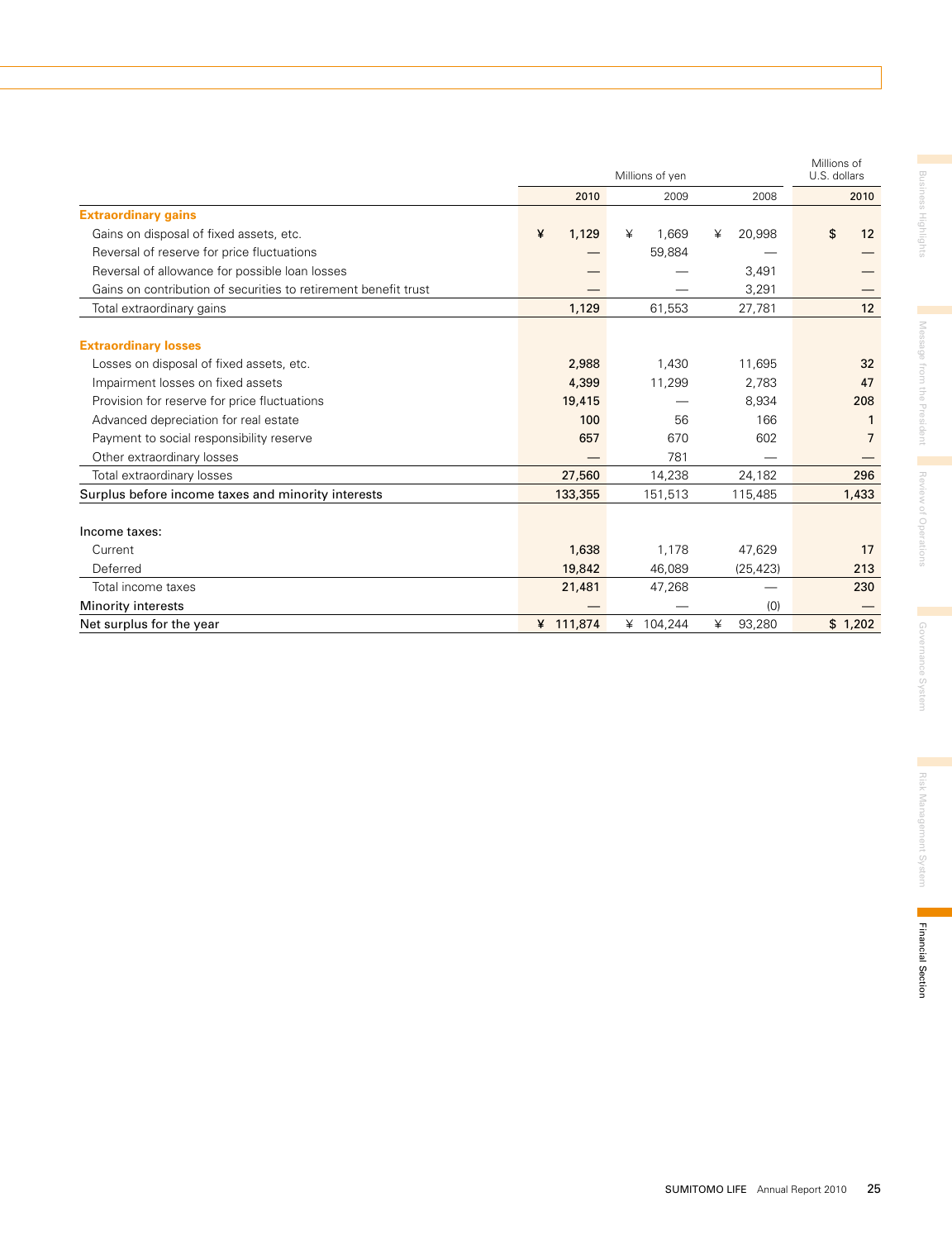| | Millions of yen | | | Millions of U.S. dollars |
|---|---|---|---|---|
| | 2010 | 2009 | 2008 | 2010 |
| **Extraordinary gains** | | | | |
| Gains on disposal of fixed assets, etc. | ¥ 1,129 | ¥ 1,669 | ¥ 20,998 | $ 12 |
| Reversal of reserve for price fluctuations | — | 59,884 | — | — |
| Reversal of allowance for possible loan losses | — | — | 3,491 | — |
| Gains on contribution of securities to retirement benefit trust | — | — | 3,291 | — |
| Total extraordinary gains | 1,129 | 61,553 | 27,781 | 12 |
| **Extraordinary losses** | | | | |
| Losses on disposal of fixed assets, etc. | 2,988 | 1,430 | 11,695 | 32 |
| Impairment losses on fixed assets | 4,399 | 11,299 | 2,783 | 47 |
| Provision for reserve for price fluctuations | 19,415 | — | 8,934 | 208 |
| Advanced depreciation for real estate | 100 | 56 | 166 | 1 |
| Payment to social responsibility reserve | 657 | 670 | 602 | 7 |
| Other extraordinary losses | — | 781 | — | — |
| Total extraordinary losses | 27,560 | 14,238 | 24,182 | 296 |
| Surplus before income taxes and minority interests | 133,355 | 151,513 | 115,485 | 1,433 |
| Income taxes: | | | | |
| Current | 1,638 | 1,178 | 47,629 | 17 |
| Deferred | 19,842 | 46,089 | (25,423) | 213 |
| Total income taxes | 21,481 | 47,268 | — | 230 |
| Minority interests | — | — | (0) | — |
| Net surplus for the year | ¥ 111,874 | ¥ 104,244 | ¥ 93,280 | $ 1,202 |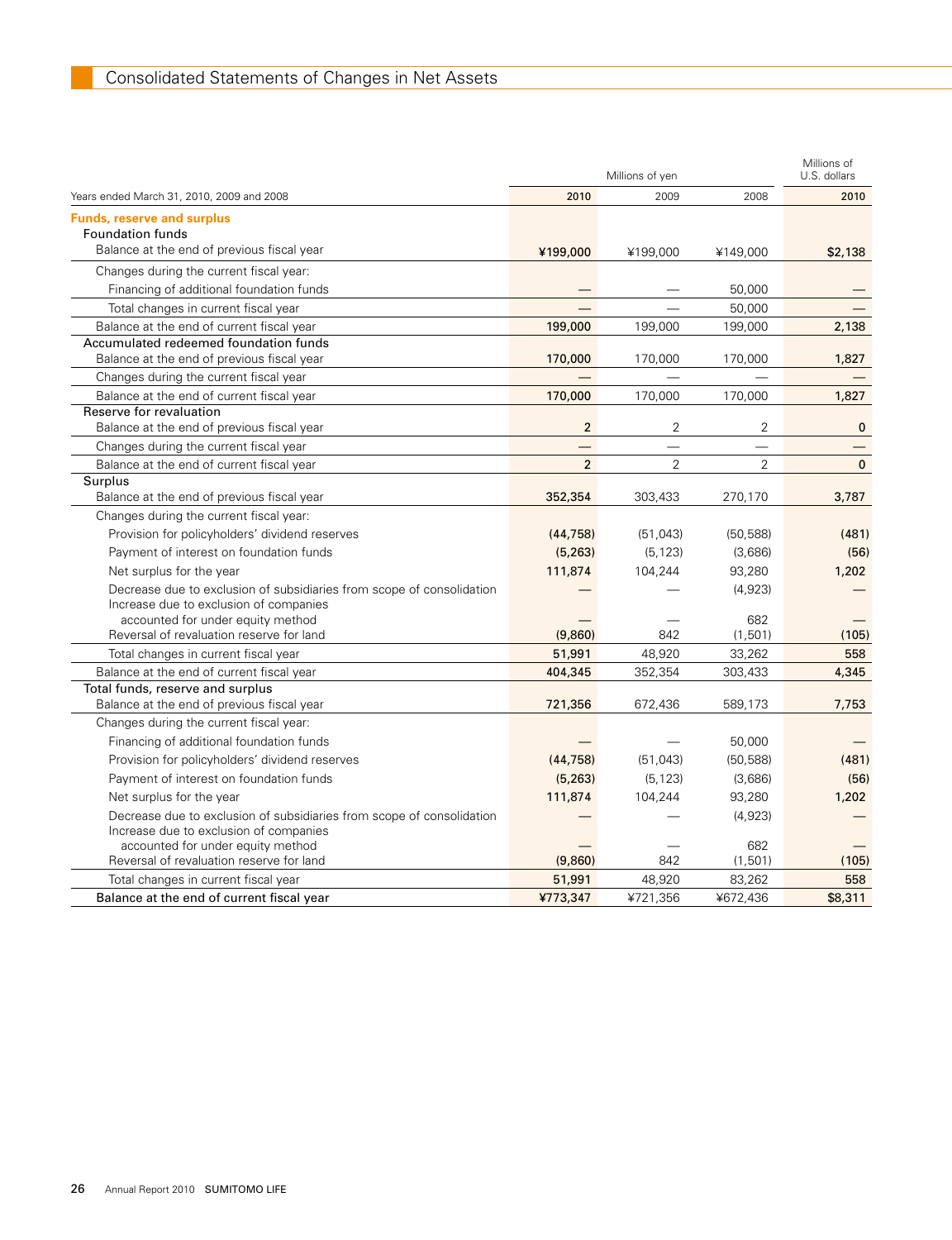# Consolidated Statements of Changes in Net Assets

| Years ended March 31, 2010, 2009 and 2008 | Millions of yen 2010 | 2009 | 2008 | Millions of U.S. dollars 2010 |
|---|---|---|---|---|
| **Funds, reserve and surplus** | | | | |
| Foundation funds | | | | |
| Balance at the end of previous fiscal year | ¥199,000 | ¥199,000 | ¥149,000 | $2,138 |
| Changes during the current fiscal year: | | | | |
| Financing of additional foundation funds | — | — | 50,000 | — |
| Total changes in current fiscal year | — | — | 50,000 | — |
| Balance at the end of current fiscal year | 199,000 | 199,000 | 199,000 | 2,138 |
| Accumulated redeemed foundation funds | | | | |
| Balance at the end of previous fiscal year | 170,000 | 170,000 | 170,000 | 1,827 |
| Changes during the current fiscal year | — | — | — | — |
| Balance at the end of current fiscal year | 170,000 | 170,000 | 170,000 | 1,827 |
| Reserve for revaluation | | | | |
| Balance at the end of previous fiscal year | 2 | 2 | 2 | 0 |
| Changes during the current fiscal year | — | — | — | — |
| Balance at the end of current fiscal year | 2 | 2 | 2 | 0 |
| Surplus | | | | |
| Balance at the end of previous fiscal year | 352,354 | 303,433 | 270,170 | 3,787 |
| Changes during the current fiscal year: | | | | |
| Provision for policyholders' dividend reserves | (44,758) | (51,043) | (50,588) | (481) |
| Payment of interest on foundation funds | (5,263) | (5,123) | (3,686) | (56) |
| Net surplus for the year | 111,874 | 104,244 | 93,280 | 1,202 |
| Decrease due to exclusion of subsidiaries from scope of consolidation | — | — | (4,923) | — |
| Increase due to exclusion of companies accounted for under equity method | — | — | 682 | — |
| Reversal of revaluation reserve for land | (9,860) | 842 | (1,501) | (105) |
| Total changes in current fiscal year | 51,991 | 48,920 | 33,262 | 558 |
| Balance at the end of current fiscal year | 404,345 | 352,354 | 303,433 | 4,345 |
| Total funds, reserve and surplus | | | | |
| Balance at the end of previous fiscal year | 721,356 | 672,436 | 589,173 | 7,753 |
| Changes during the current fiscal year: | | | | |
| Financing of additional foundation funds | — | — | 50,000 | — |
| Provision for policyholders' dividend reserves | (44,758) | (51,043) | (50,588) | (481) |
| Payment of interest on foundation funds | (5,263) | (5,123) | (3,686) | (56) |
| Net surplus for the year | 111,874 | 104,244 | 93,280 | 1,202 |
| Decrease due to exclusion of subsidiaries from scope of consolidation | — | — | (4,923) | — |
| Increase due to exclusion of companies accounted for under equity method | — | — | 682 | — |
| Reversal of revaluation reserve for land | (9,860) | 842 | (1,501) | (105) |
| Total changes in current fiscal year | 51,991 | 48,920 | 83,262 | 558 |
| Balance at the end of current fiscal year | ¥773,347 | ¥721,356 | ¥672,436 | $8,311 |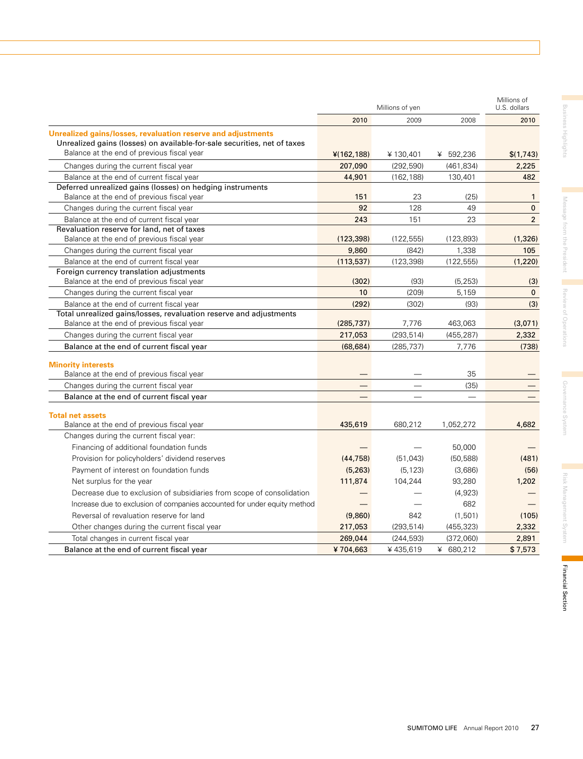| | Millions of yen | | | Millions of U.S. dollars |
|---|---|---|---|---|
| | 2010 | 2009 | 2008 | 2010 |
| **Unrealized gains/losses, revaluation reserve and adjustments** | | | | |
| Unrealized gains (losses) on available-for-sale securities, net of taxes | | | | |
| Balance at the end of previous fiscal year | ¥(162,188) | ¥ 130,401 | ¥ 592,236 | $(1,743) |
| Changes during the current fiscal year | 207,090 | (292,590) | (461,834) | 2,225 |
| Balance at the end of current fiscal year | 44,901 | (162,188) | 130,401 | 482 |
| Deferred unrealized gains (losses) on hedging instruments | | | | |
| Balance at the end of previous fiscal year | 151 | 23 | (25) | 1 |
| Changes during the current fiscal year | 92 | 128 | 49 | 0 |
| Balance at the end of current fiscal year | 243 | 151 | 23 | 2 |
| Revaluation reserve for land, net of taxes | | | | |
| Balance at the end of previous fiscal year | (123,398) | (122,555) | (123,893) | (1,326) |
| Changes during the current fiscal year | 9,860 | (842) | 1,338 | 105 |
| Balance at the end of current fiscal year | (113,537) | (123,398) | (122,555) | (1,220) |
| Foreign currency translation adjustments | | | | |
| Balance at the end of previous fiscal year | (302) | (93) | (5,253) | (3) |
| Changes during the current fiscal year | 10 | (209) | 5,159 | 0 |
| Balance at the end of current fiscal year | (292) | (302) | (93) | (3) |
| Total unrealized gains/losses, revaluation reserve and adjustments | | | | |
| Balance at the end of previous fiscal year | (285,737) | 7,776 | 463,063 | (3,071) |
| Changes during the current fiscal year | 217,053 | (293,514) | (455,287) | 2,332 |
| Balance at the end of current fiscal year | (68,684) | (285,737) | 7,776 | (738) |
| **Minority interests** | | | | |
| Balance at the end of previous fiscal year | — | — | 35 | — |
| Changes during the current fiscal year | — | — | (35) | — |
| Balance at the end of current fiscal year | — | — | — | — |
| **Total net assets** | | | | |
| Balance at the end of previous fiscal year | 435,619 | 680,212 | 1,052,272 | 4,682 |
| Changes during the current fiscal year: | | | | |
| Financing of additional foundation funds | — | — | 50,000 | — |
| Provision for policyholders' dividend reserves | (44,758) | (51,043) | (50,588) | (481) |
| Payment of interest on foundation funds | (5,263) | (5,123) | (3,686) | (56) |
| Net surplus for the year | 111,874 | 104,244 | 93,280 | 1,202 |
| Decrease due to exclusion of subsidiaries from scope of consolidation | — | — | (4,923) | — |
| Increase due to exclusion of companies accounted for under equity method | — | — | 682 | — |
| Reversal of revaluation reserve for land | (9,860) | 842 | (1,501) | (105) |
| Other changes during the current fiscal year | 217,053 | (293,514) | (455,323) | 2,332 |
| Total changes in current fiscal year | 269,044 | (244,593) | (372,060) | 2,891 |
| Balance at the end of current fiscal year | ¥ 704,663 | ¥ 435,619 | ¥ 680,212 | $ 7,573 |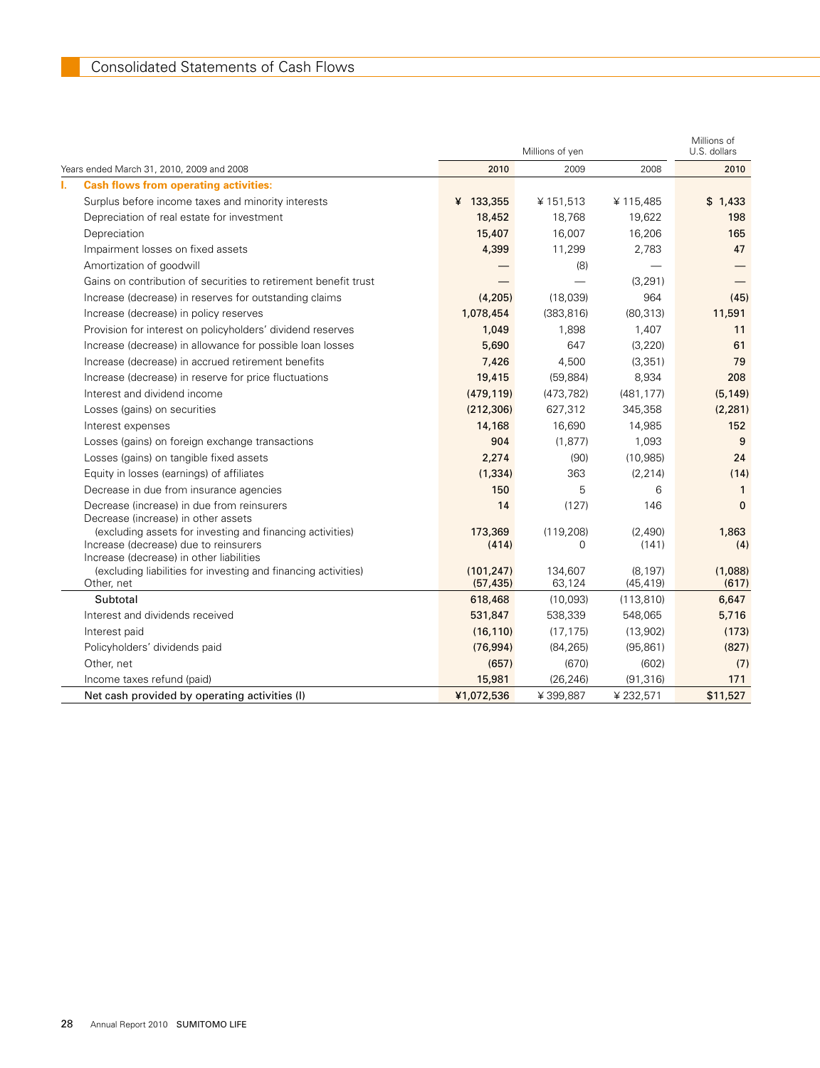## Consolidated Statements of Cash Flows

| Years ended March 31, 2010, 2009 and 2008 | Millions of yen 2010 | 2009 | 2008 | Millions of U.S. dollars 2010 |
|---|---|---|---|---|
| **I. Cash flows from operating activities:** | | | | |
| Surplus before income taxes and minority interests | ¥ 133,355 | ¥ 151,513 | ¥ 115,485 | $ 1,433 |
| Depreciation of real estate for investment | 18,452 | 18,768 | 19,622 | 198 |
| Depreciation | 15,407 | 16,007 | 16,206 | 165 |
| Impairment losses on fixed assets | 4,399 | 11,299 | 2,783 | 47 |
| Amortization of goodwill | — | (8) | — | — |
| Gains on contribution of securities to retirement benefit trust | — | — | (3,291) | — |
| Increase (decrease) in reserves for outstanding claims | (4,205) | (18,039) | 964 | (45) |
| Increase (decrease) in policy reserves | 1,078,454 | (383,816) | (80,313) | 11,591 |
| Provision for interest on policyholders' dividend reserves | 1,049 | 1,898 | 1,407 | 11 |
| Increase (decrease) in allowance for possible loan losses | 5,690 | 647 | (3,220) | 61 |
| Increase (decrease) in accrued retirement benefits | 7,426 | 4,500 | (3,351) | 79 |
| Increase (decrease) in reserve for price fluctuations | 19,415 | (59,884) | 8,934 | 208 |
| Interest and dividend income | (479,119) | (473,782) | (481,177) | (5,149) |
| Losses (gains) on securities | (212,306) | 627,312 | 345,358 | (2,281) |
| Interest expenses | 14,168 | 16,690 | 14,985 | 152 |
| Losses (gains) on foreign exchange transactions | 904 | (1,877) | 1,093 | 9 |
| Losses (gains) on tangible fixed assets | 2,274 | (90) | (10,985) | 24 |
| Equity in losses (earnings) of affiliates | (1,334) | 363 | (2,214) | (14) |
| Decrease in due from insurance agencies | 150 | 5 | 6 | 1 |
| Decrease (increase) in due from reinsurers | 14 | (127) | 146 | 0 |
| Decrease (increase) in other assets (excluding assets for investing and financing activities) | 173,369 | (119,208) | (2,490) | 1,863 |
| Increase (decrease) due to reinsurers | (414) | 0 | (141) | (4) |
| Increase (decrease) in other liabilities (excluding liabilities for investing and financing activities) | (101,247) | 134,607 | (8,197) | (1,088) |
| Other, net | (57,435) | 63,124 | (45,419) | (617) |
| Subtotal | 618,468 | (10,093) | (113,810) | 6,647 |
| Interest and dividends received | 531,847 | 538,339 | 548,065 | 5,716 |
| Interest paid | (16,110) | (17,175) | (13,902) | (173) |
| Policyholders' dividends paid | (76,994) | (84,265) | (95,861) | (827) |
| Other, net | (657) | (670) | (602) | (7) |
| Income taxes refund (paid) | 15,981 | (26,246) | (91,316) | 171 |
| Net cash provided by operating activities (I) | ¥1,072,536 | ¥ 399,887 | ¥ 232,571 | $11,527 |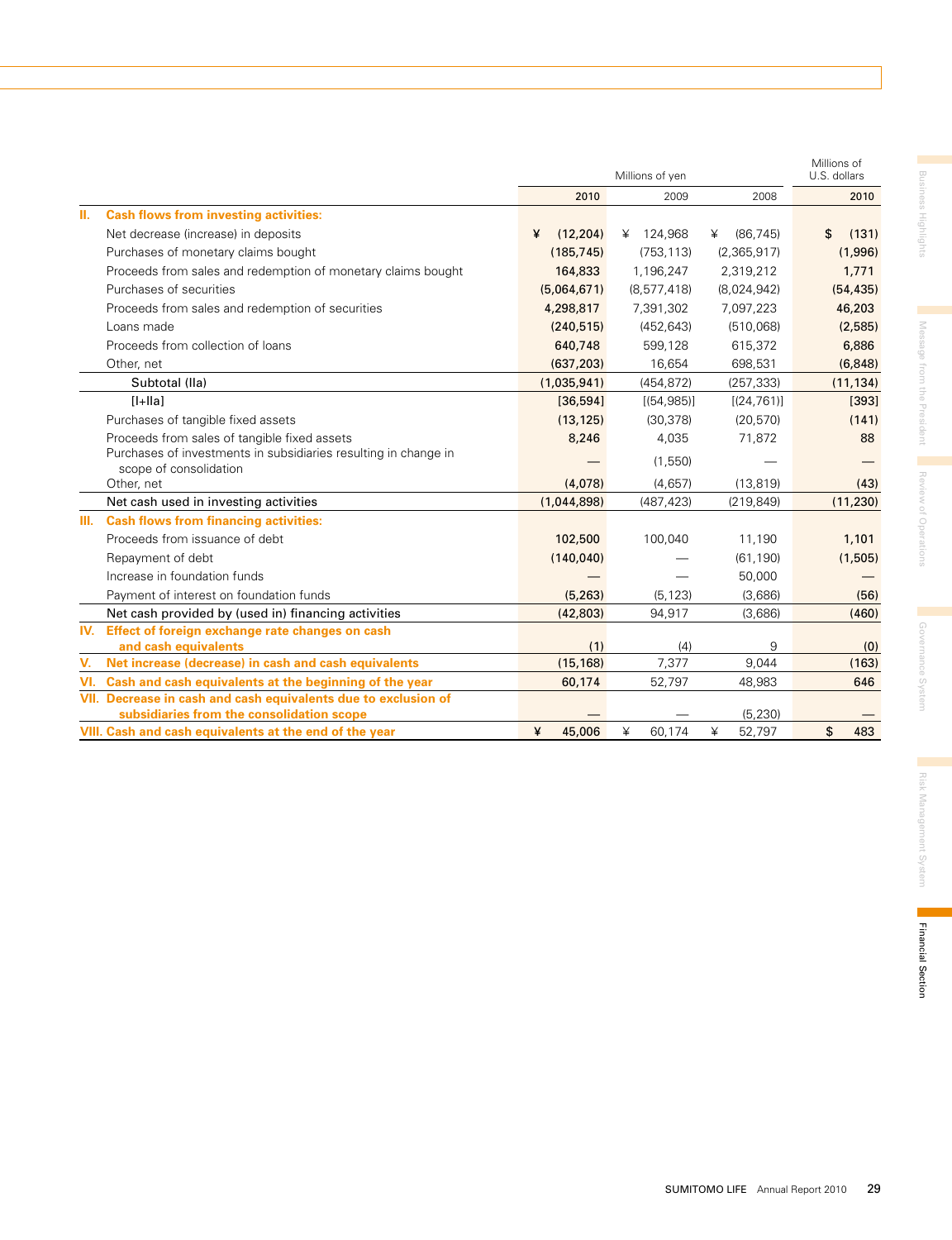| | Millions of yen | | | Millions of U.S. dollars |
|---|---|---|---|---|
| | 2010 | 2009 | 2008 | 2010 |
| **II. Cash flows from investing activities:** | | | | |
| Net decrease (increase) in deposits | ¥ (12,204) | ¥ 124,968 | ¥ (86,745) | $ (131) |
| Purchases of monetary claims bought | (185,745) | (753,113) | (2,365,917) | (1,996) |
| Proceeds from sales and redemption of monetary claims bought | 164,833 | 1,196,247 | 2,319,212 | 1,771 |
| Purchases of securities | (5,064,671) | (8,577,418) | (8,024,942) | (54,435) |
| Proceeds from sales and redemption of securities | 4,298,817 | 7,391,302 | 7,097,223 | 46,203 |
| Loans made | (240,515) | (452,643) | (510,068) | (2,585) |
| Proceeds from collection of loans | 640,748 | 599,128 | 615,372 | 6,886 |
| Other, net | (637,203) | 16,654 | 698,531 | (6,848) |
| Subtotal (IIa) | (1,035,941) | (454,872) | (257,333) | (11,134) |
| [I+IIa] | [36,594] | [(54,985)] | [(24,761)] | [393] |
| Purchases of tangible fixed assets | (13,125) | (30,378) | (20,570) | (141) |
| Proceeds from sales of tangible fixed assets | 8,246 | 4,035 | 71,872 | 88 |
| Purchases of investments in subsidiaries resulting in change in scope of consolidation | — | (1,550) | — | — |
| Other, net | (4,078) | (4,657) | (13,819) | (43) |
| Net cash used in investing activities | (1,044,898) | (487,423) | (219,849) | (11,230) |
| **III. Cash flows from financing activities:** | | | | |
| Proceeds from issuance of debt | 102,500 | 100,040 | 11,190 | 1,101 |
| Repayment of debt | (140,040) | — | (61,190) | (1,505) |
| Increase in foundation funds | — | — | 50,000 | — |
| Payment of interest on foundation funds | (5,263) | (5,123) | (3,686) | (56) |
| Net cash provided by (used in) financing activities | (42,803) | 94,917 | (3,686) | (460) |
| **IV. Effect of foreign exchange rate changes on cash and cash equivalents** | (1) | (4) | 9 | (0) |
| **V. Net increase (decrease) in cash and cash equivalents** | (15,168) | 7,377 | 9,044 | (163) |
| **VI. Cash and cash equivalents at the beginning of the year** | 60,174 | 52,797 | 48,983 | 646 |
| **VII. Decrease in cash and cash equivalents due to exclusion of subsidiaries from the consolidation scope** | — | — | (5,230) | — |
| **VIII. Cash and cash equivalents at the end of the year** | ¥ 45,006 | ¥ 60,174 | ¥ 52,797 | $ 483 |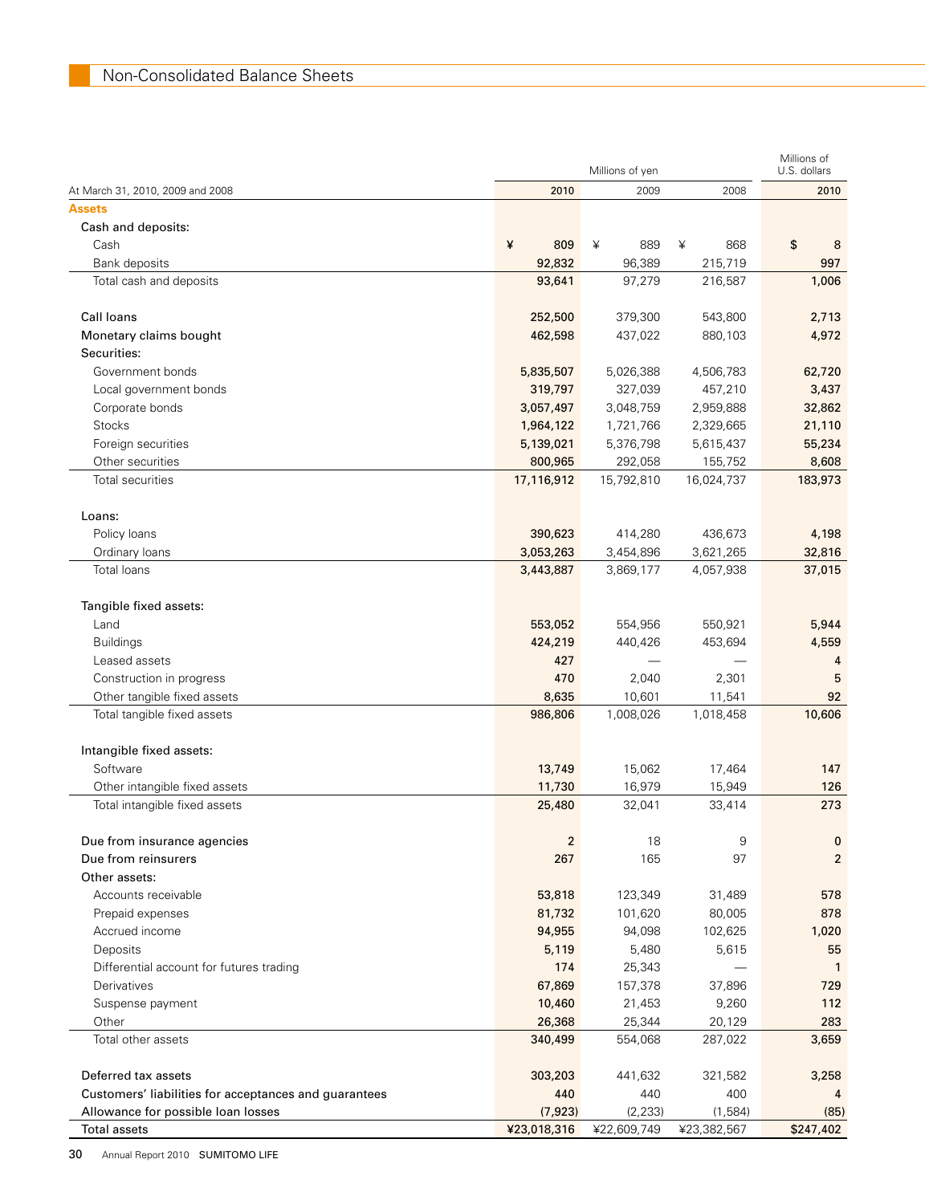## Non-Consolidated Balance Sheets

| At March 31, 2010, 2009 and 2008 | Millions of yen | | | Millions of U.S. dollars |
|---|---|---|---|---|
| | 2010 | 2009 | 2008 | 2010 |
| **Assets** | | | | |
| Cash and deposits: | | | | |
| Cash | ¥ 809 | ¥ 889 | ¥ 868 | $ 8 |
| Bank deposits | 92,832 | 96,389 | 215,719 | 997 |
| Total cash and deposits | 93,641 | 97,279 | 216,587 | 1,006 |
| Call loans | 252,500 | 379,300 | 543,800 | 2,713 |
| Monetary claims bought | 462,598 | 437,022 | 880,103 | 4,972 |
| Securities: | | | | |
| Government bonds | 5,835,507 | 5,026,388 | 4,506,783 | 62,720 |
| Local government bonds | 319,797 | 327,039 | 457,210 | 3,437 |
| Corporate bonds | 3,057,497 | 3,048,759 | 2,959,888 | 32,862 |
| Stocks | 1,964,122 | 1,721,766 | 2,329,665 | 21,110 |
| Foreign securities | 5,139,021 | 5,376,798 | 5,615,437 | 55,234 |
| Other securities | 800,965 | 292,058 | 155,752 | 8,608 |
| Total securities | 17,116,912 | 15,792,810 | 16,024,737 | 183,973 |
| Loans: | | | | |
| Policy loans | 390,623 | 414,280 | 436,673 | 4,198 |
| Ordinary loans | 3,053,263 | 3,454,896 | 3,621,265 | 32,816 |
| Total loans | 3,443,887 | 3,869,177 | 4,057,938 | 37,015 |
| Tangible fixed assets: | | | | |
| Land | 553,052 | 554,956 | 550,921 | 5,944 |
| Buildings | 424,219 | 440,426 | 453,694 | 4,559 |
| Leased assets | 427 | — | — | 4 |
| Construction in progress | 470 | 2,040 | 2,301 | 5 |
| Other tangible fixed assets | 8,635 | 10,601 | 11,541 | 92 |
| Total tangible fixed assets | 986,806 | 1,008,026 | 1,018,458 | 10,606 |
| Intangible fixed assets: | | | | |
| Software | 13,749 | 15,062 | 17,464 | 147 |
| Other intangible fixed assets | 11,730 | 16,979 | 15,949 | 126 |
| Total intangible fixed assets | 25,480 | 32,041 | 33,414 | 273 |
| Due from insurance agencies | 2 | 18 | 9 | 0 |
| Due from reinsurers | 267 | 165 | 97 | 2 |
| Other assets: | | | | |
| Accounts receivable | 53,818 | 123,349 | 31,489 | 578 |
| Prepaid expenses | 81,732 | 101,620 | 80,005 | 878 |
| Accrued income | 94,955 | 94,098 | 102,625 | 1,020 |
| Deposits | 5,119 | 5,480 | 5,615 | 55 |
| Differential account for futures trading | 174 | 25,343 | — | 1 |
| Derivatives | 67,869 | 157,378 | 37,896 | 729 |
| Suspense payment | 10,460 | 21,453 | 9,260 | 112 |
| Other | 26,368 | 25,344 | 20,129 | 283 |
| Total other assets | 340,499 | 554,068 | 287,022 | 3,659 |
| Deferred tax assets | 303,203 | 441,632 | 321,582 | 3,258 |
| Customers' liabilities for acceptances and guarantees | 440 | 440 | 400 | 4 |
| Allowance for possible loan losses | (7,923) | (2,233) | (1,584) | (85) |
| Total assets | ¥23,018,316 | ¥22,609,749 | ¥23,382,567 | $247,402 |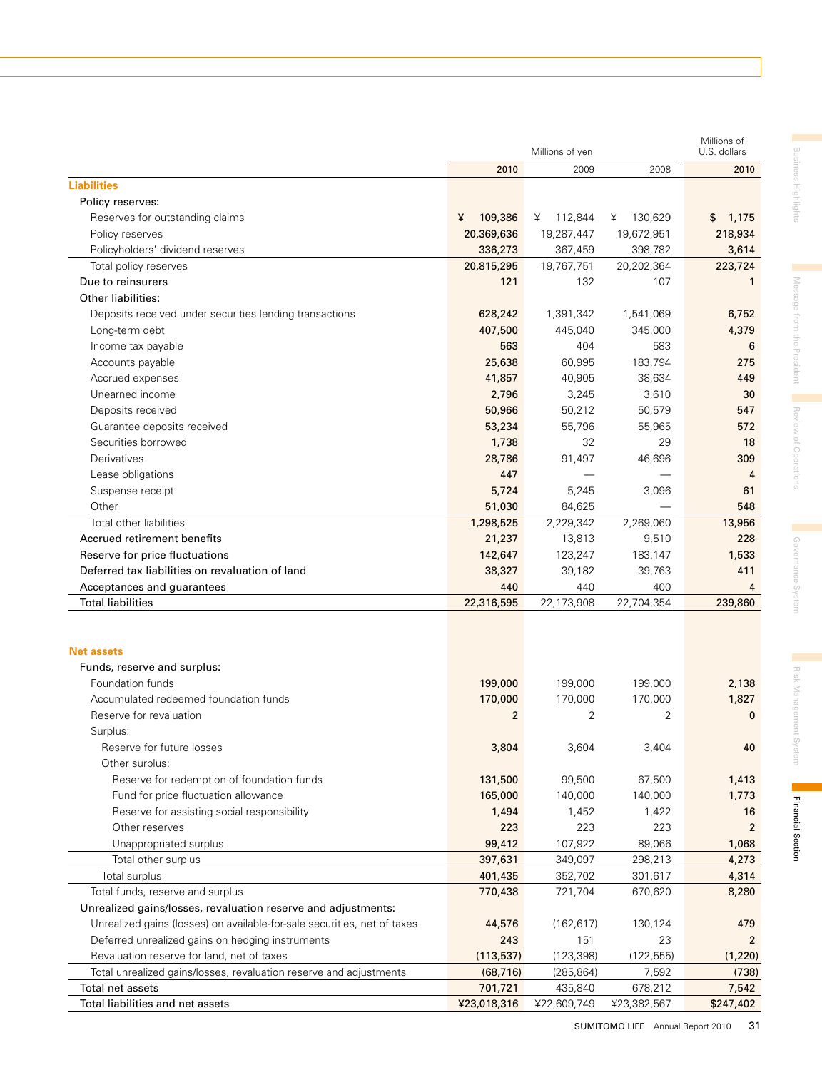| | Millions of yen | | | Millions of U.S. dollars |
|---|---|---|---|---|
| | 2010 | 2009 | 2008 | 2010 |
| **Liabilities** | | | | |
| Policy reserves: | | | | |
| Reserves for outstanding claims | ¥ 109,386 | ¥ 112,844 | ¥ 130,629 | $ 1,175 |
| Policy reserves | 20,369,636 | 19,287,447 | 19,672,951 | 218,934 |
| Policyholders' dividend reserves | 336,273 | 367,459 | 398,782 | 3,614 |
| Total policy reserves | 20,815,295 | 19,767,751 | 20,202,364 | 223,724 |
| Due to reinsurers | 121 | 132 | 107 | 1 |
| Other liabilities: | | | | |
| Deposits received under securities lending transactions | 628,242 | 1,391,342 | 1,541,069 | 6,752 |
| Long-term debt | 407,500 | 445,040 | 345,000 | 4,379 |
| Income tax payable | 563 | 404 | 583 | 6 |
| Accounts payable | 25,638 | 60,995 | 183,794 | 275 |
| Accrued expenses | 41,857 | 40,905 | 38,634 | 449 |
| Unearned income | 2,796 | 3,245 | 3,610 | 30 |
| Deposits received | 50,966 | 50,212 | 50,579 | 547 |
| Guarantee deposits received | 53,234 | 55,796 | 55,965 | 572 |
| Securities borrowed | 1,738 | 32 | 29 | 18 |
| Derivatives | 28,786 | 91,497 | 46,696 | 309 |
| Lease obligations | 447 | — | — | 4 |
| Suspense receipt | 5,724 | 5,245 | 3,096 | 61 |
| Other | 51,030 | 84,625 | — | 548 |
| Total other liabilities | 1,298,525 | 2,229,342 | 2,269,060 | 13,956 |
| Accrued retirement benefits | 21,237 | 13,813 | 9,510 | 228 |
| Reserve for price fluctuations | 142,647 | 123,247 | 183,147 | 1,533 |
| Deferred tax liabilities on revaluation of land | 38,327 | 39,182 | 39,763 | 411 |
| Acceptances and guarantees | 440 | 440 | 400 | 4 |
| Total liabilities | 22,316,595 | 22,173,908 | 22,704,354 | 239,860 |
| **Net assets** | | | | |
| Funds, reserve and surplus: | | | | |
| Foundation funds | 199,000 | 199,000 | 199,000 | 2,138 |
| Accumulated redeemed foundation funds | 170,000 | 170,000 | 170,000 | 1,827 |
| Reserve for revaluation | 2 | 2 | 2 | 0 |
| Surplus: | | | | |
| Reserve for future losses | 3,804 | 3,604 | 3,404 | 40 |
| Other surplus: | | | | |
| Reserve for redemption of foundation funds | 131,500 | 99,500 | 67,500 | 1,413 |
| Fund for price fluctuation allowance | 165,000 | 140,000 | 140,000 | 1,773 |
| Reserve for assisting social responsibility | 1,494 | 1,452 | 1,422 | 16 |
| Other reserves | 223 | 223 | 223 | 2 |
| Unappropriated surplus | 99,412 | 107,922 | 89,066 | 1,068 |
| Total other surplus | 397,631 | 349,097 | 298,213 | 4,273 |
| Total surplus | 401,435 | 352,702 | 301,617 | 4,314 |
| Total funds, reserve and surplus | 770,438 | 721,704 | 670,620 | 8,280 |
| Unrealized gains/losses, revaluation reserve and adjustments: | | | | |
| Unrealized gains (losses) on available-for-sale securities, net of taxes | 44,576 | (162,617) | 130,124 | 479 |
| Deferred unrealized gains on hedging instruments | 243 | 151 | 23 | 2 |
| Revaluation reserve for land, net of taxes | (113,537) | (123,398) | (122,555) | (1,220) |
| Total unrealized gains/losses, revaluation reserve and adjustments | (68,716) | (285,864) | 7,592 | (738) |
| Total net assets | 701,721 | 435,840 | 678,212 | 7,542 |
| Total liabilities and net assets | ¥23,018,316 | ¥22,609,749 | ¥23,382,567 | $247,402 |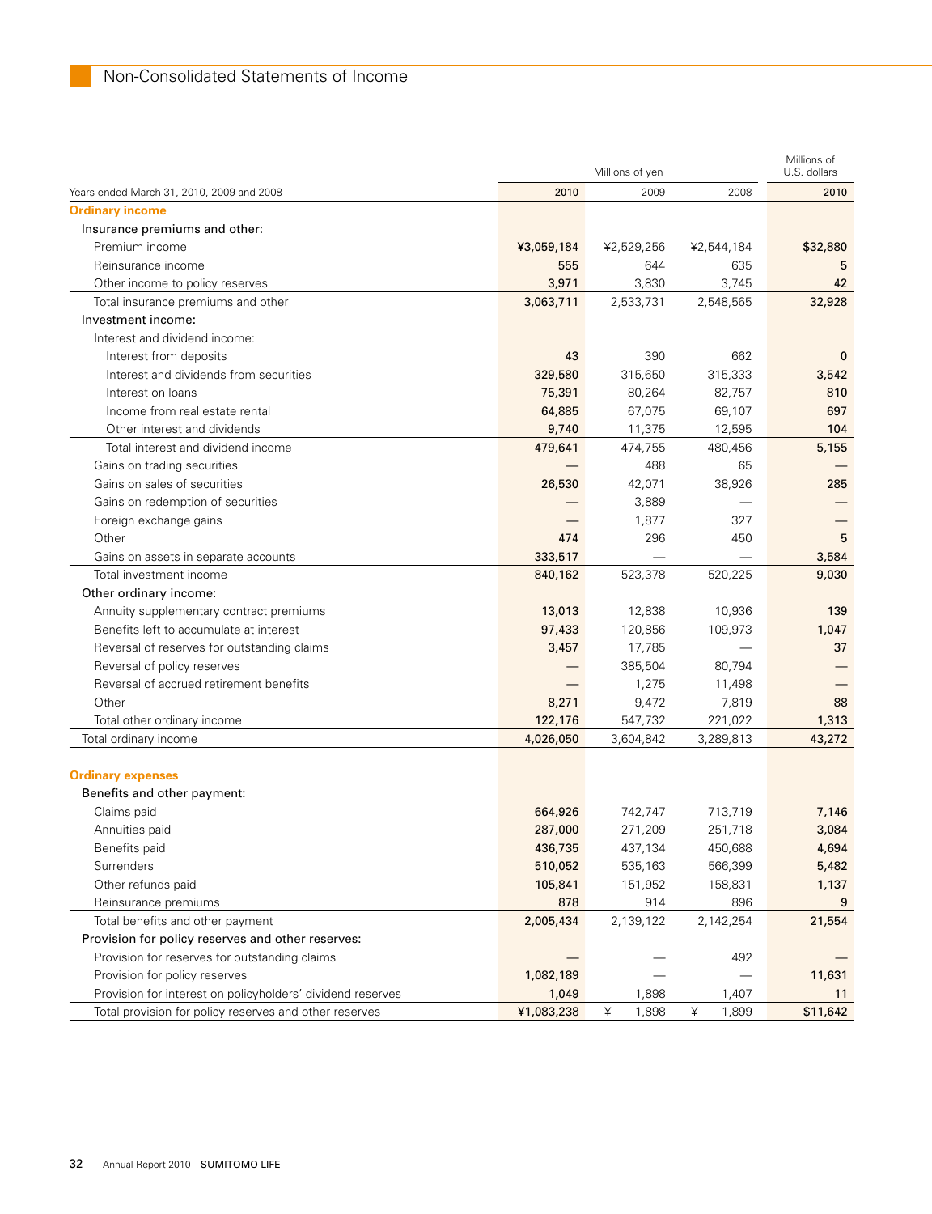## Non-Consolidated Statements of Income

| Years ended March 31, 2010, 2009 and 2008 | Millions of yen | | | Millions of U.S. dollars |
|---|---|---|---|---|
| | 2010 | 2009 | 2008 | 2010 |
| **Ordinary income** | | | | |
| Insurance premiums and other: | | | | |
| Premium income | ¥3,059,184 | ¥2,529,256 | ¥2,544,184 | $32,880 |
| Reinsurance income | 555 | 644 | 635 | 5 |
| Other income to policy reserves | 3,971 | 3,830 | 3,745 | 42 |
| Total insurance premiums and other | 3,063,711 | 2,533,731 | 2,548,565 | 32,928 |
| Investment income: | | | | |
| Interest and dividend income: | | | | |
| Interest from deposits | 43 | 390 | 662 | 0 |
| Interest and dividends from securities | 329,580 | 315,650 | 315,333 | 3,542 |
| Interest on loans | 75,391 | 80,264 | 82,757 | 810 |
| Income from real estate rental | 64,885 | 67,075 | 69,107 | 697 |
| Other interest and dividends | 9,740 | 11,375 | 12,595 | 104 |
| Total interest and dividend income | 479,641 | 474,755 | 480,456 | 5,155 |
| Gains on trading securities | — | 488 | 65 | — |
| Gains on sales of securities | 26,530 | 42,071 | 38,926 | 285 |
| Gains on redemption of securities | — | 3,889 | — | — |
| Foreign exchange gains | — | 1,877 | 327 | — |
| Other | 474 | 296 | 450 | 5 |
| Gains on assets in separate accounts | 333,517 | — | — | 3,584 |
| Total investment income | 840,162 | 523,378 | 520,225 | 9,030 |
| Other ordinary income: | | | | |
| Annuity supplementary contract premiums | 13,013 | 12,838 | 10,936 | 139 |
| Benefits left to accumulate at interest | 97,433 | 120,856 | 109,973 | 1,047 |
| Reversal of reserves for outstanding claims | 3,457 | 17,785 | — | 37 |
| Reversal of policy reserves | — | 385,504 | 80,794 | — |
| Reversal of accrued retirement benefits | — | 1,275 | 11,498 | — |
| Other | 8,271 | 9,472 | 7,819 | 88 |
| Total other ordinary income | 122,176 | 547,732 | 221,022 | 1,313 |
| Total ordinary income | 4,026,050 | 3,604,842 | 3,289,813 | 43,272 |
| **Ordinary expenses** | | | | |
| Benefits and other payment: | | | | |
| Claims paid | 664,926 | 742,747 | 713,719 | 7,146 |
| Annuities paid | 287,000 | 271,209 | 251,718 | 3,084 |
| Benefits paid | 436,735 | 437,134 | 450,688 | 4,694 |
| Surrenders | 510,052 | 535,163 | 566,399 | 5,482 |
| Other refunds paid | 105,841 | 151,952 | 158,831 | 1,137 |
| Reinsurance premiums | 878 | 914 | 896 | 9 |
| Total benefits and other payment | 2,005,434 | 2,139,122 | 2,142,254 | 21,554 |
| Provision for policy reserves and other reserves: | | | | |
| Provision for reserves for outstanding claims | — | — | 492 | — |
| Provision for policy reserves | 1,082,189 | — | — | 11,631 |
| Provision for interest on policyholders' dividend reserves | 1,049 | 1,898 | 1,407 | 11 |
| Total provision for policy reserves and other reserves | ¥1,083,238 | ¥ 1,898 | ¥ 1,899 | $11,642 |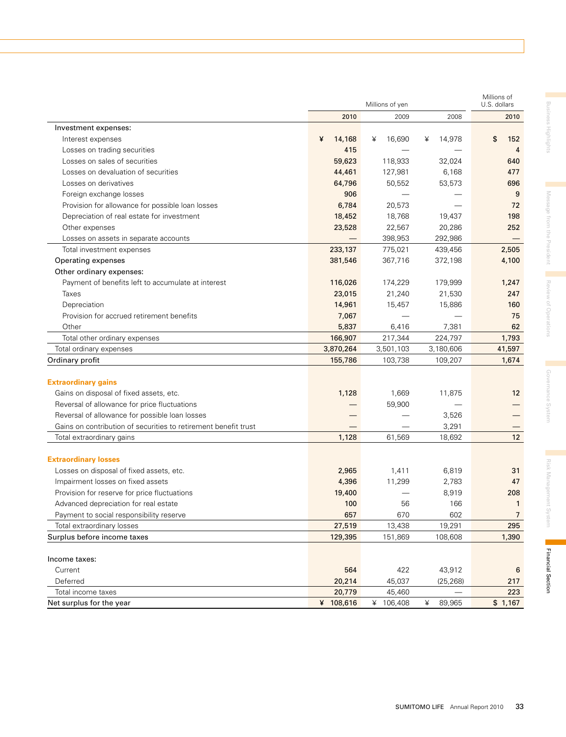| | Millions of yen | | | Millions of U.S. dollars |
|---|---|---|---|---|
| | 2010 | 2009 | 2008 | 2010 |
| Investment expenses: | | | | |
| Interest expenses | ¥ 14,168 | ¥ 16,690 | ¥ 14,978 | $ 152 |
| Losses on trading securities | 415 | — | — | 4 |
| Losses on sales of securities | 59,623 | 118,933 | 32,024 | 640 |
| Losses on devaluation of securities | 44,461 | 127,981 | 6,168 | 477 |
| Losses on derivatives | 64,796 | 50,552 | 53,573 | 696 |
| Foreign exchange losses | 906 | — | — | 9 |
| Provision for allowance for possible loan losses | 6,784 | 20,573 | — | 72 |
| Depreciation of real estate for investment | 18,452 | 18,768 | 19,437 | 198 |
| Other expenses | 23,528 | 22,567 | 20,286 | 252 |
| Losses on assets in separate accounts | — | 398,953 | 292,986 | — |
| Total investment expenses | 233,137 | 775,021 | 439,456 | 2,505 |
| Operating expenses | 381,546 | 367,716 | 372,198 | 4,100 |
| Other ordinary expenses: | | | | |
| Payment of benefits left to accumulate at interest | 116,026 | 174,229 | 179,999 | 1,247 |
| Taxes | 23,015 | 21,240 | 21,530 | 247 |
| Depreciation | 14,961 | 15,457 | 15,886 | 160 |
| Provision for accrued retirement benefits | 7,067 | — | — | 75 |
| Other | 5,837 | 6,416 | 7,381 | 62 |
| Total other ordinary expenses | 166,907 | 217,344 | 224,797 | 1,793 |
| Total ordinary expenses | 3,870,264 | 3,501,103 | 3,180,606 | 41,597 |
| Ordinary profit | 155,786 | 103,738 | 109,207 | 1,674 |
| **Extraordinary gains** | | | | |
| Gains on disposal of fixed assets, etc. | 1,128 | 1,669 | 11,875 | 12 |
| Reversal of allowance for price fluctuations | — | 59,900 | — | — |
| Reversal of allowance for possible loan losses | — | — | 3,526 | — |
| Gains on contribution of securities to retirement benefit trust | — | — | 3,291 | — |
| Total extraordinary gains | 1,128 | 61,569 | 18,692 | 12 |
| **Extraordinary losses** | | | | |
| Losses on disposal of fixed assets, etc. | 2,965 | 1,411 | 6,819 | 31 |
| Impairment losses on fixed assets | 4,396 | 11,299 | 2,783 | 47 |
| Provision for reserve for price fluctuations | 19,400 | — | 8,919 | 208 |
| Advanced depreciation for real estate | 100 | 56 | 166 | 1 |
| Payment to social responsibility reserve | 657 | 670 | 602 | 7 |
| Total extraordinary losses | 27,519 | 13,438 | 19,291 | 295 |
| Surplus before income taxes | 129,395 | 151,869 | 108,608 | 1,390 |
| Income taxes: | | | | |
| Current | 564 | 422 | 43,912 | 6 |
| Deferred | 20,214 | 45,037 | (25,268) | 217 |
| Total income taxes | 20,779 | 45,460 | — | 223 |
| Net surplus for the year | ¥ 108,616 | ¥ 106,408 | ¥ 89,965 | $ 1,167 |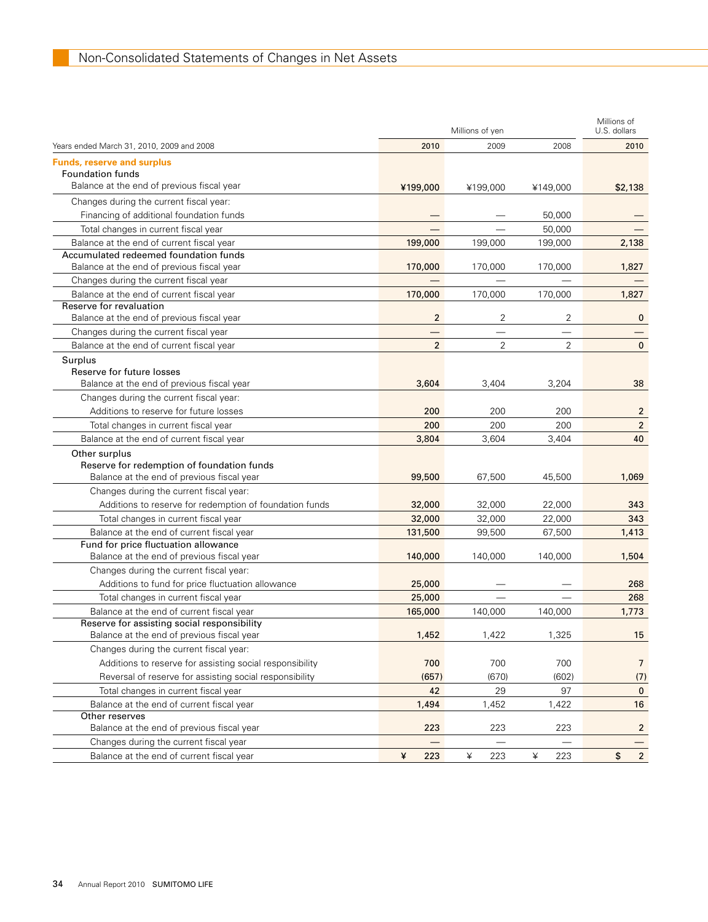# Non-Consolidated Statements of Changes in Net Assets

| Years ended March 31, 2010, 2009 and 2008 | Millions of yen 2010 | 2009 | 2008 | Millions of U.S. dollars 2010 |
|---|---|---|---|---|
| **Funds, reserve and surplus** | | | | |
| Foundation funds | | | | |
| Balance at the end of previous fiscal year | ¥199,000 | ¥199,000 | ¥149,000 | $2,138 |
| Changes during the current fiscal year: | | | | |
| Financing of additional foundation funds | — | — | 50,000 | — |
| Total changes in current fiscal year | — | — | 50,000 | — |
| Balance at the end of current fiscal year | 199,000 | 199,000 | 199,000 | 2,138 |
| Accumulated redeemed foundation funds | | | | |
| Balance at the end of previous fiscal year | 170,000 | 170,000 | 170,000 | 1,827 |
| Changes during the current fiscal year | — | — | — | — |
| Balance at the end of current fiscal year | 170,000 | 170,000 | 170,000 | 1,827 |
| Reserve for revaluation | | | | |
| Balance at the end of previous fiscal year | 2 | 2 | 2 | 0 |
| Changes during the current fiscal year | — | — | — | — |
| Balance at the end of current fiscal year | 2 | 2 | 2 | 0 |
| Surplus | | | | |
| Reserve for future losses | | | | |
| Balance at the end of previous fiscal year | 3,604 | 3,404 | 3,204 | 38 |
| Changes during the current fiscal year: | | | | |
| Additions to reserve for future losses | 200 | 200 | 200 | 2 |
| Total changes in current fiscal year | 200 | 200 | 200 | 2 |
| Balance at the end of current fiscal year | 3,804 | 3,604 | 3,404 | 40 |
| Other surplus | | | | |
| Reserve for redemption of foundation funds | | | | |
| Balance at the end of previous fiscal year | 99,500 | 67,500 | 45,500 | 1,069 |
| Changes during the current fiscal year: | | | | |
| Additions to reserve for redemption of foundation funds | 32,000 | 32,000 | 22,000 | 343 |
| Total changes in current fiscal year | 32,000 | 32,000 | 22,000 | 343 |
| Balance at the end of current fiscal year | 131,500 | 99,500 | 67,500 | 1,413 |
| Fund for price fluctuation allowance | | | | |
| Balance at the end of previous fiscal year | 140,000 | 140,000 | 140,000 | 1,504 |
| Changes during the current fiscal year: | | | | |
| Additions to fund for price fluctuation allowance | 25,000 | — | — | 268 |
| Total changes in current fiscal year | 25,000 | — | — | 268 |
| Balance at the end of current fiscal year | 165,000 | 140,000 | 140,000 | 1,773 |
| Reserve for assisting social responsibility | | | | |
| Balance at the end of previous fiscal year | 1,452 | 1,422 | 1,325 | 15 |
| Changes during the current fiscal year: | | | | |
| Additions to reserve for assisting social responsibility | 700 | 700 | 700 | 7 |
| Reversal of reserve for assisting social responsibility | (657) | (670) | (602) | (7) |
| Total changes in current fiscal year | 42 | 29 | 97 | 0 |
| Balance at the end of current fiscal year | 1,494 | 1,452 | 1,422 | 16 |
| Other reserves | | | | |
| Balance at the end of previous fiscal year | 223 | 223 | 223 | 2 |
| Changes during the current fiscal year | — | — | — | — |
| Balance at the end of current fiscal year | ¥ 223 | ¥ 223 | ¥ 223 | $ 2 |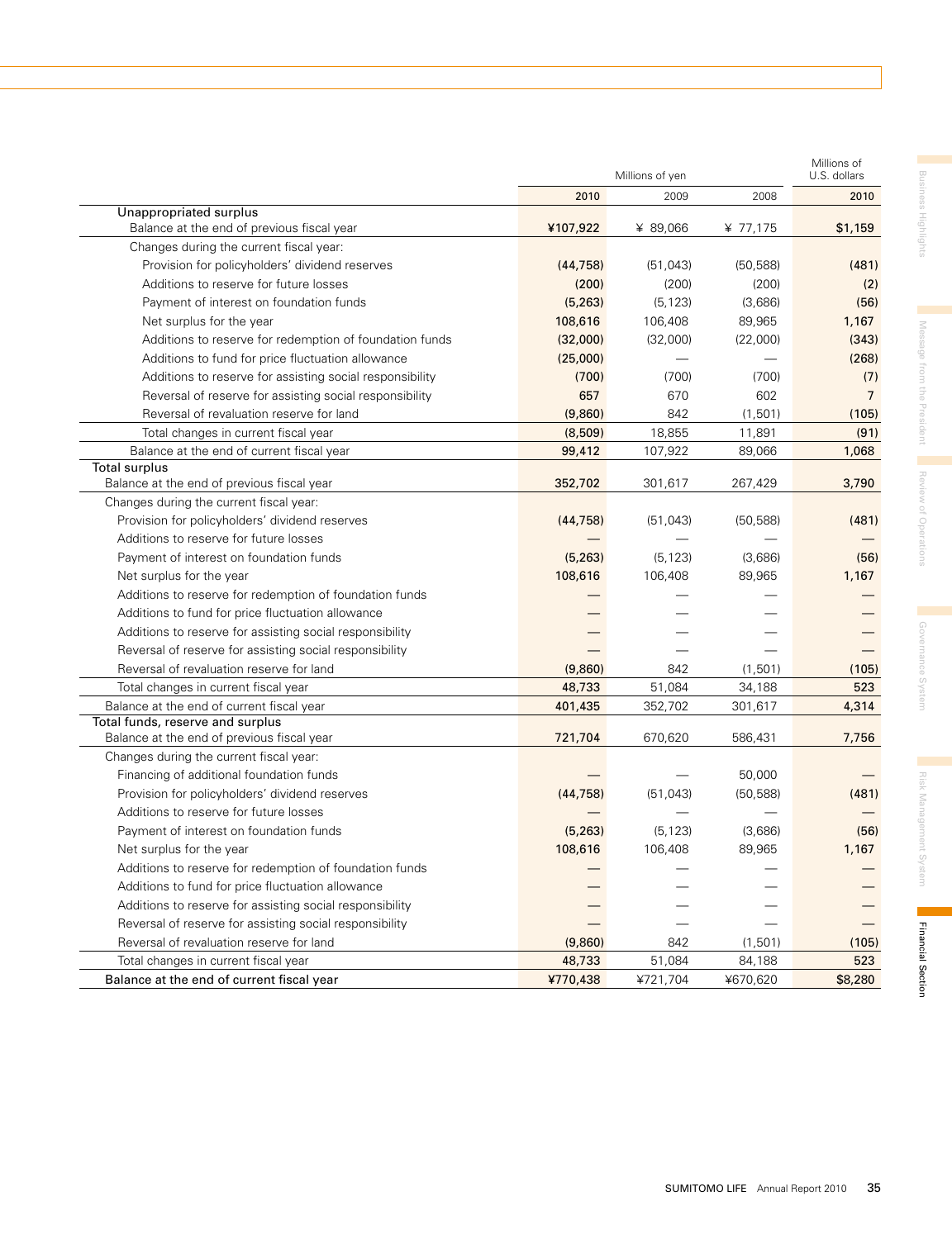| | Millions of yen | | | Millions of U.S. dollars |
|---|---|---|---|---|
| | 2010 | 2009 | 2008 | 2010 |
| **Unappropriated surplus** | | | | |
| Balance at the end of previous fiscal year | ¥107,922 | ¥ 89,066 | ¥ 77,175 | $1,159 |
| Changes during the current fiscal year: | | | | |
| Provision for policyholders' dividend reserves | (44,758) | (51,043) | (50,588) | (481) |
| Additions to reserve for future losses | (200) | (200) | (200) | (2) |
| Payment of interest on foundation funds | (5,263) | (5,123) | (3,686) | (56) |
| Net surplus for the year | 108,616 | 106,408 | 89,965 | 1,167 |
| Additions to reserve for redemption of foundation funds | (32,000) | (32,000) | (22,000) | (343) |
| Additions to fund for price fluctuation allowance | (25,000) | — | — | (268) |
| Additions to reserve for assisting social responsibility | (700) | (700) | (700) | (7) |
| Reversal of reserve for assisting social responsibility | 657 | 670 | 602 | 7 |
| Reversal of revaluation reserve for land | (9,860) | 842 | (1,501) | (105) |
| Total changes in current fiscal year | (8,509) | 18,855 | 11,891 | (91) |
| Balance at the end of current fiscal year | 99,412 | 107,922 | 89,066 | 1,068 |
| **Total surplus** | | | | |
| Balance at the end of previous fiscal year | 352,702 | 301,617 | 267,429 | 3,790 |
| Changes during the current fiscal year: | | | | |
| Provision for policyholders' dividend reserves | (44,758) | (51,043) | (50,588) | (481) |
| Additions to reserve for future losses | — | — | — | — |
| Payment of interest on foundation funds | (5,263) | (5,123) | (3,686) | (56) |
| Net surplus for the year | 108,616 | 106,408 | 89,965 | 1,167 |
| Additions to reserve for redemption of foundation funds | — | — | — | — |
| Additions to fund for price fluctuation allowance | — | — | — | — |
| Additions to reserve for assisting social responsibility | — | — | — | — |
| Reversal of reserve for assisting social responsibility | — | — | — | — |
| Reversal of revaluation reserve for land | (9,860) | 842 | (1,501) | (105) |
| Total changes in current fiscal year | 48,733 | 51,084 | 34,188 | 523 |
| Balance at the end of current fiscal year | 401,435 | 352,702 | 301,617 | 4,314 |
| **Total funds, reserve and surplus** | | | | |
| Balance at the end of previous fiscal year | 721,704 | 670,620 | 586,431 | 7,756 |
| Changes during the current fiscal year: | | | | |
| Financing of additional foundation funds | — | — | 50,000 | — |
| Provision for policyholders' dividend reserves | (44,758) | (51,043) | (50,588) | (481) |
| Additions to reserve for future losses | — | — | — | — |
| Payment of interest on foundation funds | (5,263) | (5,123) | (3,686) | (56) |
| Net surplus for the year | 108,616 | 106,408 | 89,965 | 1,167 |
| Additions to reserve for redemption of foundation funds | — | — | — | — |
| Additions to fund for price fluctuation allowance | — | — | — | — |
| Additions to reserve for assisting social responsibility | — | — | — | — |
| Reversal of reserve for assisting social responsibility | — | — | — | — |
| Reversal of revaluation reserve for land | (9,860) | 842 | (1,501) | (105) |
| Total changes in current fiscal year | 48,733 | 51,084 | 84,188 | 523 |
| Balance at the end of current fiscal year | ¥770,438 | ¥721,704 | ¥670,620 | $8,280 |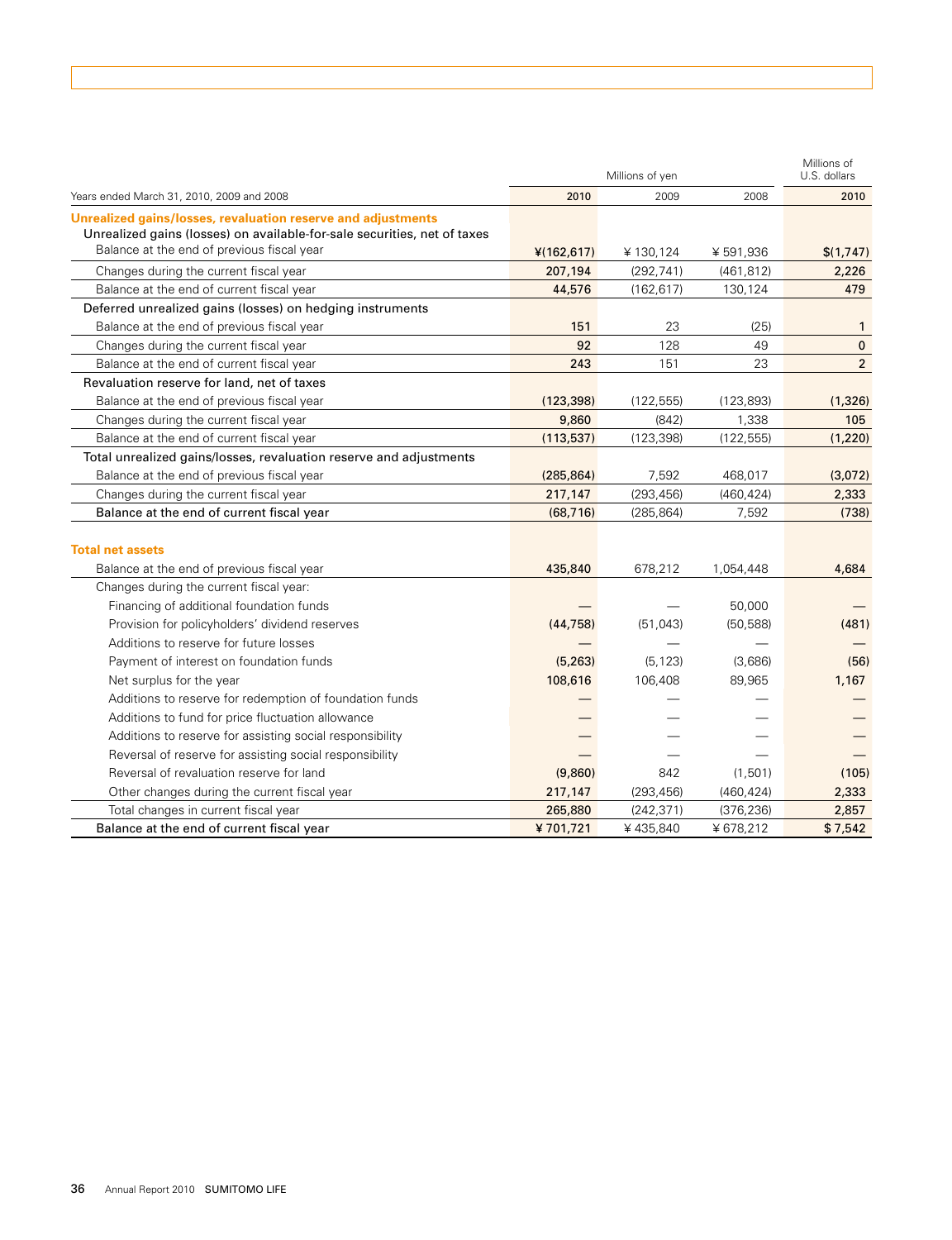| Years ended March 31, 2010, 2009 and 2008 | Millions of yen 2010 | 2009 | 2008 | Millions of U.S. dollars 2010 |
|---|---|---|---|---|
| **Unrealized gains/losses, revaluation reserve and adjustments** | | | | |
| Unrealized gains (losses) on available-for-sale securities, net of taxes | | | | |
| Balance at the end of previous fiscal year | ¥(162,617) | ¥ 130,124 | ¥ 591,936 | $(1,747) |
| Changes during the current fiscal year | 207,194 | (292,741) | (461,812) | 2,226 |
| Balance at the end of current fiscal year | 44,576 | (162,617) | 130,124 | 479 |
| Deferred unrealized gains (losses) on hedging instruments | | | | |
| Balance at the end of previous fiscal year | 151 | 23 | (25) | 1 |
| Changes during the current fiscal year | 92 | 128 | 49 | 0 |
| Balance at the end of current fiscal year | 243 | 151 | 23 | 2 |
| Revaluation reserve for land, net of taxes | | | | |
| Balance at the end of previous fiscal year | (123,398) | (122,555) | (123,893) | (1,326) |
| Changes during the current fiscal year | 9,860 | (842) | 1,338 | 105 |
| Balance at the end of current fiscal year | (113,537) | (123,398) | (122,555) | (1,220) |
| Total unrealized gains/losses, revaluation reserve and adjustments | | | | |
| Balance at the end of previous fiscal year | (285,864) | 7,592 | 468,017 | (3,072) |
| Changes during the current fiscal year | 217,147 | (293,456) | (460,424) | 2,333 |
| Balance at the end of current fiscal year | (68,716) | (285,864) | 7,592 | (738) |
| **Total net assets** | | | | |
| Balance at the end of previous fiscal year | 435,840 | 678,212 | 1,054,448 | 4,684 |
| Changes during the current fiscal year: | | | | |
| Financing of additional foundation funds | — | — | 50,000 | — |
| Provision for policyholders' dividend reserves | (44,758) | (51,043) | (50,588) | (481) |
| Additions to reserve for future losses | — | — | — | — |
| Payment of interest on foundation funds | (5,263) | (5,123) | (3,686) | (56) |
| Net surplus for the year | 108,616 | 106,408 | 89,965 | 1,167 |
| Additions to reserve for redemption of foundation funds | — | — | — | — |
| Additions to fund for price fluctuation allowance | — | — | — | — |
| Additions to reserve for assisting social responsibility | — | — | — | — |
| Reversal of reserve for assisting social responsibility | — | — | — | — |
| Reversal of revaluation reserve for land | (9,860) | 842 | (1,501) | (105) |
| Other changes during the current fiscal year | 217,147 | (293,456) | (460,424) | 2,333 |
| Total changes in current fiscal year | 265,880 | (242,371) | (376,236) | 2,857 |
| Balance at the end of current fiscal year | ¥ 701,721 | ¥ 435,840 | ¥ 678,212 | $ 7,542 |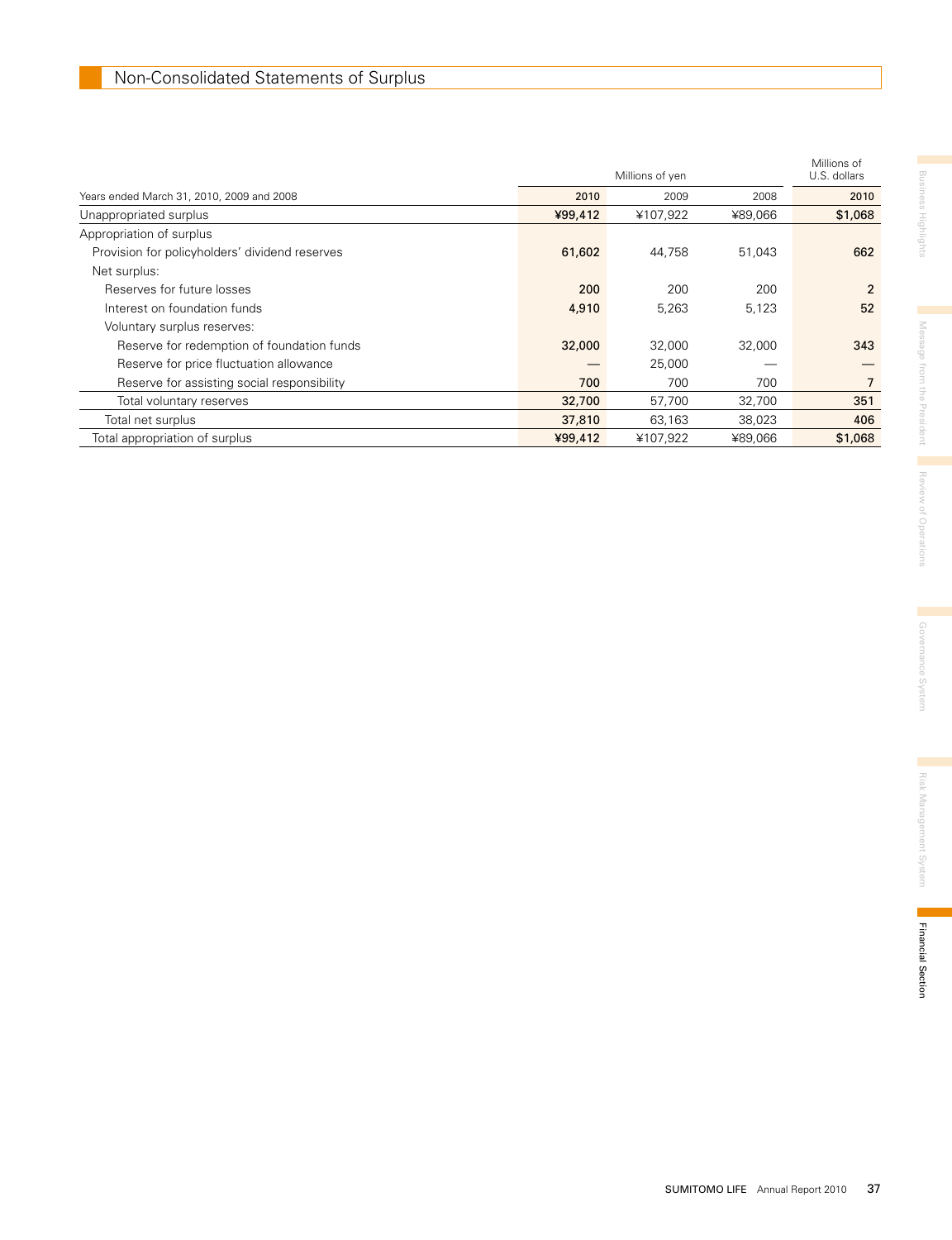## Non-Consolidated Statements of Surplus

| Years ended March 31, 2010, 2009 and 2008 | Millions of yen | | | Millions of U.S. dollars |
|---|---|---|---|---|
| | 2010 | 2009 | 2008 | 2010 |
| Unappropriated surplus | ¥99,412 | ¥107,922 | ¥89,066 | $1,068 |
| Appropriation of surplus | | | | |
| Provision for policyholders' dividend reserves | 61,602 | 44,758 | 51,043 | 662 |
| Net surplus: | | | | |
| Reserves for future losses | 200 | 200 | 200 | 2 |
| Interest on foundation funds | 4,910 | 5,263 | 5,123 | 52 |
| Voluntary surplus reserves: | | | | |
| Reserve for redemption of foundation funds | 32,000 | 32,000 | 32,000 | 343 |
| Reserve for price fluctuation allowance | — | 25,000 | — | — |
| Reserve for assisting social responsibility | 700 | 700 | 700 | 7 |
| Total voluntary reserves | 32,700 | 57,700 | 32,700 | 351 |
| Total net surplus | 37,810 | 63,163 | 38,023 | 406 |
| Total appropriation of surplus | ¥99,412 | ¥107,922 | ¥89,066 | $1,068 |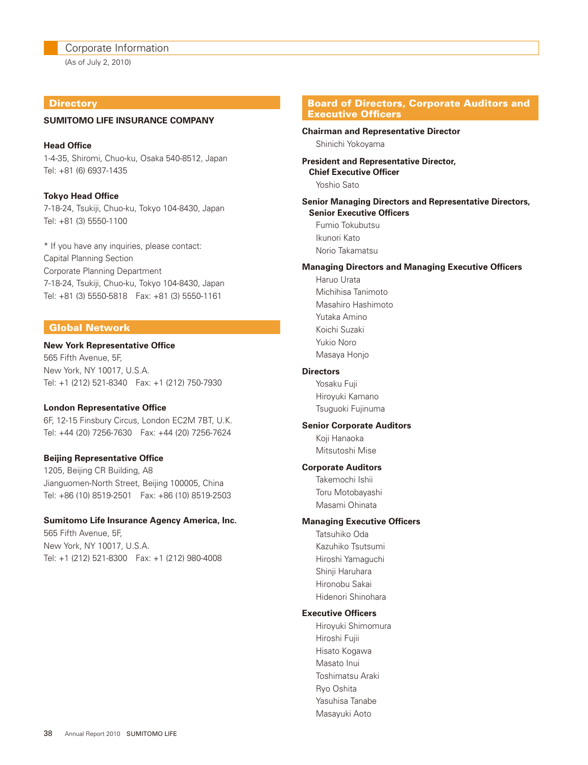# Corporate Information

(As of July 2, 2010)

## Directory

**SUMITOMO LIFE INSURANCE COMPANY**

**Head Office**
1-4-35, Shiromi, Chuo-ku, Osaka 540-8512, Japan
Tel: +81 (6) 6937-1435

**Tokyo Head Office**
7-18-24, Tsukiji, Chuo-ku, Tokyo 104-8430, Japan
Tel: +81 (3) 5550-1100

* If you have any inquiries, please contact:
Capital Planning Section
Corporate Planning Department
7-18-24, Tsukiji, Chuo-ku, Tokyo 104-8430, Japan
Tel: +81 (3) 5550-5818   Fax: +81 (3) 5550-1161

## Global Network

**New York Representative Office**
565 Fifth Avenue, 5F,
New York, NY 10017, U.S.A.
Tel: +1 (212) 521-8340   Fax: +1 (212) 750-7930

**London Representative Office**
6F, 12-15 Finsbury Circus, London EC2M 7BT, U.K.
Tel: +44 (20) 7256-7630   Fax: +44 (20) 7256-7624

**Beijing Representative Office**
1205, Beijing CR Building, A8
Jianguomen-North Street, Beijing 100005, China
Tel: +86 (10) 8519-2501   Fax: +86 (10) 8519-2503

**Sumitomo Life Insurance Agency America, Inc.**
565 Fifth Avenue, 5F,
New York, NY 10017, U.S.A.
Tel: +1 (212) 521-8300   Fax: +1 (212) 980-4008

## Board of Directors, Corporate Auditors and Executive Officers

**Chairman and Representative Director**
Shinichi Yokoyama

**President and Representative Director, Chief Executive Officer**
Yoshio Sato

**Senior Managing Directors and Representative Directors, Senior Executive Officers**
Fumio Tokubutsu
Ikunori Kato
Norio Takamatsu

**Managing Directors and Managing Executive Officers**
Haruo Urata
Michihisa Tanimoto
Masahiro Hashimoto
Yutaka Amino
Koichi Suzaki
Yukio Noro
Masaya Honjo

**Directors**
Yosaku Fuji
Hiroyuki Kamano
Tsuguoki Fujinuma

**Senior Corporate Auditors**
Koji Hanaoka
Mitsutoshi Mise

**Corporate Auditors**
Takemochi Ishii
Toru Motobayashi
Masami Ohinata

**Managing Executive Officers**
Tatsuhiko Oda
Kazuhiko Tsutsumi
Hiroshi Yamaguchi
Shinji Haruhara
Hironobu Sakai
Hidenori Shinohara

**Executive Officers**
Hiroyuki Shimomura
Hiroshi Fujii
Hisato Kogawa
Masato Inui
Toshimatsu Araki
Ryo Oshita
Yasuhisa Tanabe
Masayuki Aoto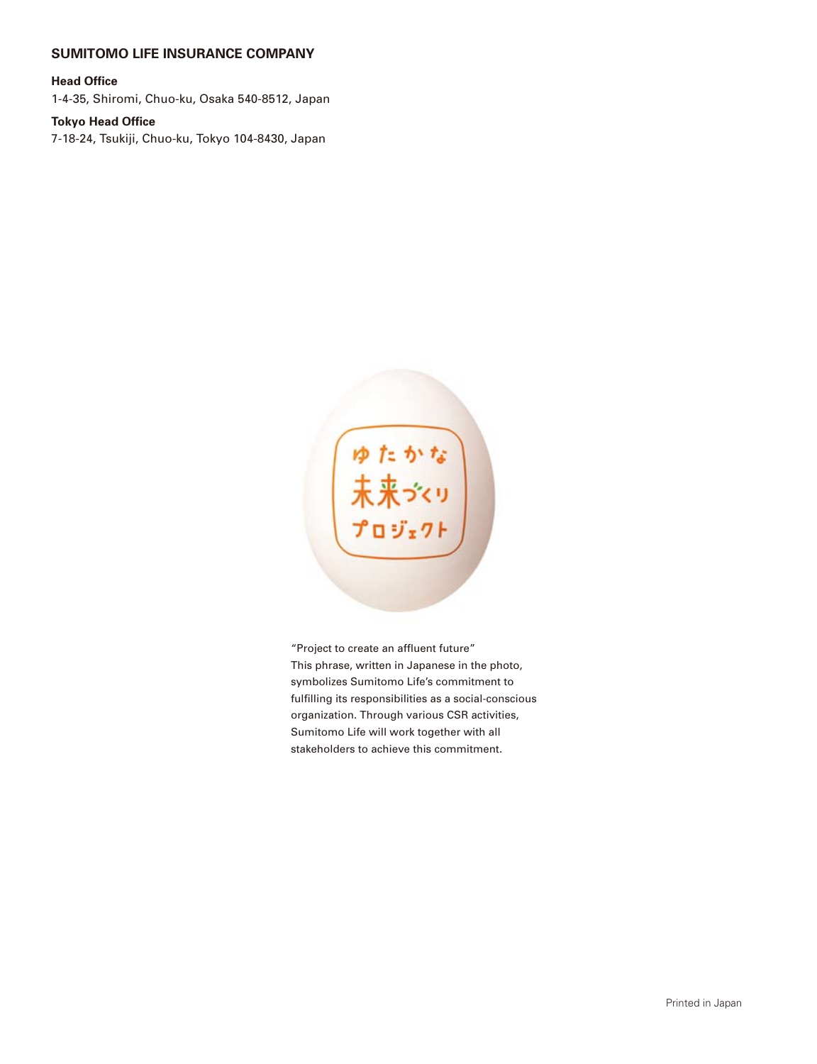**SUMITOMO LIFE INSURANCE COMPANY**

**Head Office**
1-4-35, Shiromi, Chuo-ku, Osaka 540-8512, Japan

**Tokyo Head Office**
7-18-24, Tsukiji, Chuo-ku, Tokyo 104-8430, Japan

"Project to create an affluent future"
This phrase, written in Japanese in the photo, symbolizes Sumitomo Life's commitment to fulfilling its responsibilities as a social-conscious organization. Through various CSR activities, Sumitomo Life will work together with all stakeholders to achieve this commitment.

Printed in Japan